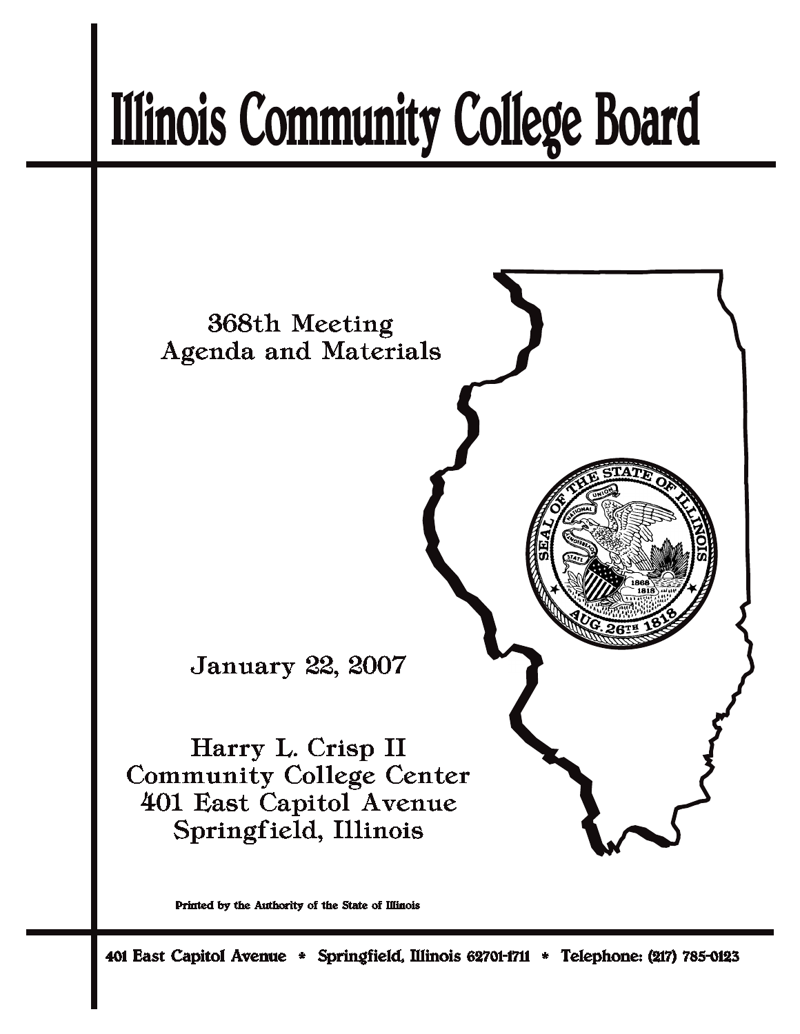# Illinois Community College Board

368th Meeting
Agenda and Materials

January 22, 2007

Harry L. Crisp II
Community College Center
401 East Capitol Avenue
Springfield, Illinois

Printed by the Authority of the State of Illinois

401 East Capitol Avenue * Springfield, Illinois 62701-1711 * Telephone: (217) 785-0123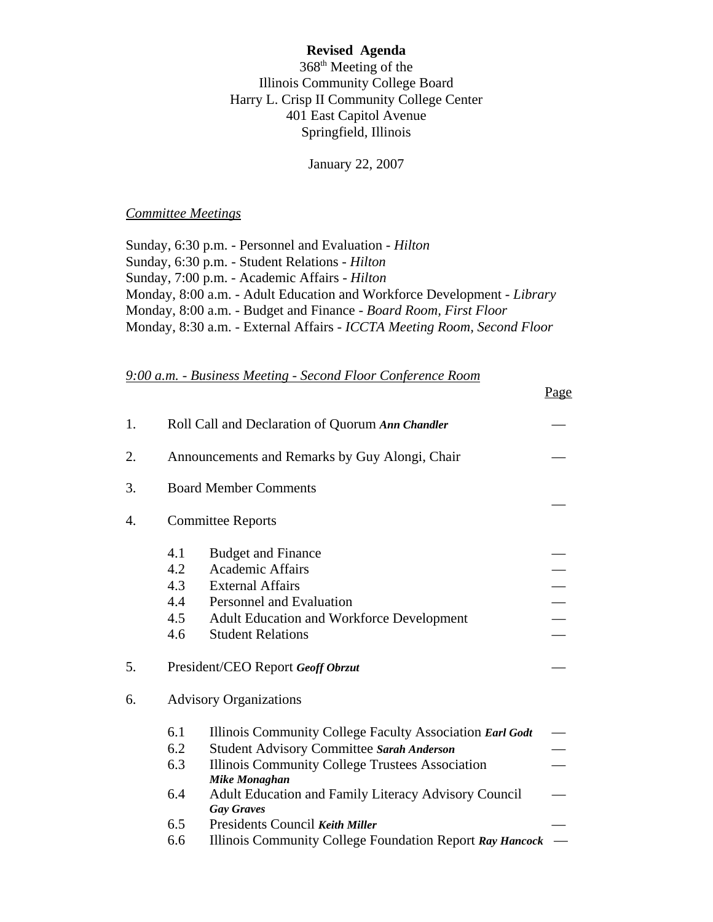**Revised Agenda**

368th Meeting of the
Illinois Community College Board
Harry L. Crisp II Community College Center
401 East Capitol Avenue
Springfield, Illinois

January 22, 2007

*Committee Meetings*

Sunday, 6:30 p.m. - Personnel and Evaluation - *Hilton*
Sunday, 6:30 p.m. - Student Relations - *Hilton*
Sunday, 7:00 p.m. - Academic Affairs - *Hilton*
Monday, 8:00 a.m. - Adult Education and Workforce Development - *Library*
Monday, 8:00 a.m. - Budget and Finance - *Board Room, First Floor*
Monday, 8:30 a.m. - External Affairs - *ICCTA Meeting Room, Second Floor*

*9:00 a.m. - Business Meeting - Second Floor Conference Room*

| | | | Page |
|---|---|---|---|
| 1. | Roll Call and Declaration of Quorum ***Ann Chandler*** | | — |
| 2. | Announcements and Remarks by Guy Alongi, Chair | | — |
| 3. | Board Member Comments | | — |
| 4. | Committee Reports | | |
| | 4.1 | Budget and Finance | — |
| | 4.2 | Academic Affairs | — |
| | 4.3 | External Affairs | — |
| | 4.4 | Personnel and Evaluation | — |
| | 4.5 | Adult Education and Workforce Development | — |
| | 4.6 | Student Relations | — |
| 5. | President/CEO Report ***Geoff Obrzut*** | | — |
| 6. | Advisory Organizations | | |
| | 6.1 | Illinois Community College Faculty Association ***Earl Godt*** | — |
| | 6.2 | Student Advisory Committee ***Sarah Anderson*** | — |
| | 6.3 | Illinois Community College Trustees Association ***Mike Monaghan*** | — |
| | 6.4 | Adult Education and Family Literacy Advisory Council ***Gay Graves*** | — |
| | 6.5 | Presidents Council ***Keith Miller*** | — |
| | 6.6 | Illinois Community College Foundation Report ***Ray Hancock*** | — |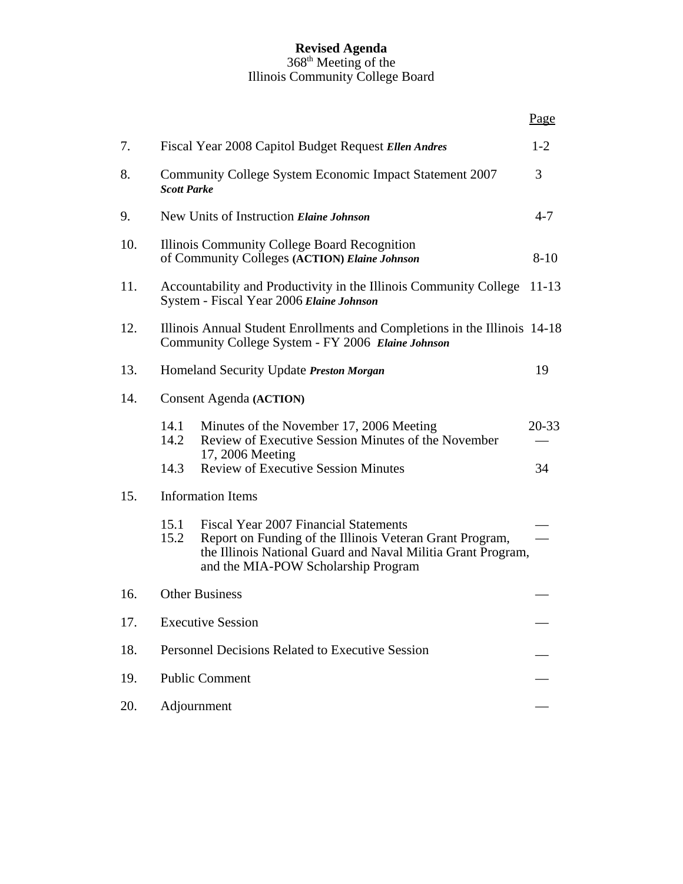**Revised Agenda**
368th Meeting of the
Illinois Community College Board

| | | Page |
|---|---|---|
| 7. | Fiscal Year 2008 Capitol Budget Request ***Ellen Andres*** | 1-2 |
| 8. | Community College System Economic Impact Statement 2007 ***Scott Parke*** | 3 |
| 9. | New Units of Instruction ***Elaine Johnson*** | 4-7 |
| 10. | Illinois Community College Board Recognition of Community Colleges **(ACTION)** ***Elaine Johnson*** | 8-10 |
| 11. | Accountability and Productivity in the Illinois Community College System - Fiscal Year 2006 ***Elaine Johnson*** | 11-13 |
| 12. | Illinois Annual Student Enrollments and Completions in the Illinois Community College System - FY 2006 ***Elaine Johnson*** | 14-18 |
| 13. | Homeland Security Update ***Preston Morgan*** | 19 |
| 14. | Consent Agenda **(ACTION)** | |
| | 14.1 Minutes of the November 17, 2006 Meeting | 20-33 |
| | 14.2 Review of Executive Session Minutes of the November 17, 2006 Meeting | — |
| | 14.3 Review of Executive Session Minutes | 34 |
| 15. | Information Items | |
| | 15.1 Fiscal Year 2007 Financial Statements | — |
| | 15.2 Report on Funding of the Illinois Veteran Grant Program, the Illinois National Guard and Naval Militia Grant Program, and the MIA-POW Scholarship Program | — |
| 16. | Other Business | — |
| 17. | Executive Session | — |
| 18. | Personnel Decisions Related to Executive Session | — |
| 19. | Public Comment | — |
| 20. | Adjournment | — |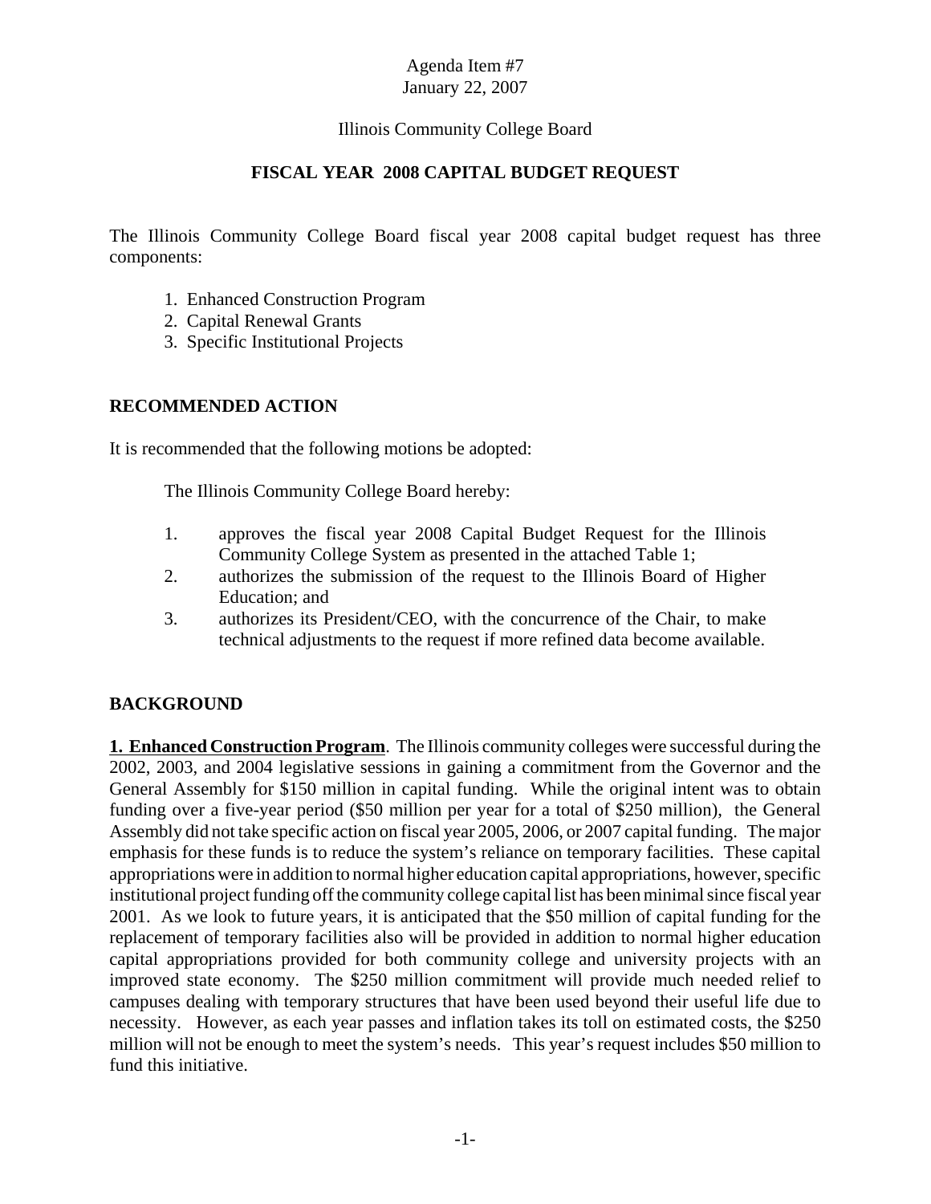Agenda Item #7
January 22, 2007

Illinois Community College Board

## FISCAL YEAR 2008 CAPITAL BUDGET REQUEST

The Illinois Community College Board fiscal year 2008 capital budget request has three components:

1. Enhanced Construction Program
2. Capital Renewal Grants
3. Specific Institutional Projects

### RECOMMENDED ACTION

It is recommended that the following motions be adopted:

The Illinois Community College Board hereby:

1. approves the fiscal year 2008 Capital Budget Request for the Illinois Community College System as presented in the attached Table 1;
2. authorizes the submission of the request to the Illinois Board of Higher Education; and
3. authorizes its President/CEO, with the concurrence of the Chair, to make technical adjustments to the request if more refined data become available.

### BACKGROUND

**1. Enhanced Construction Program**. The Illinois community colleges were successful during the 2002, 2003, and 2004 legislative sessions in gaining a commitment from the Governor and the General Assembly for $150 million in capital funding. While the original intent was to obtain funding over a five-year period ($50 million per year for a total of $250 million), the General Assembly did not take specific action on fiscal year 2005, 2006, or 2007 capital funding. The major emphasis for these funds is to reduce the system's reliance on temporary facilities. These capital appropriations were in addition to normal higher education capital appropriations, however, specific institutional project funding off the community college capital list has been minimal since fiscal year 2001. As we look to future years, it is anticipated that the $50 million of capital funding for the replacement of temporary facilities also will be provided in addition to normal higher education capital appropriations provided for both community college and university projects with an improved state economy. The $250 million commitment will provide much needed relief to campuses dealing with temporary structures that have been used beyond their useful life due to necessity. However, as each year passes and inflation takes its toll on estimated costs, the $250 million will not be enough to meet the system's needs. This year's request includes $50 million to fund this initiative.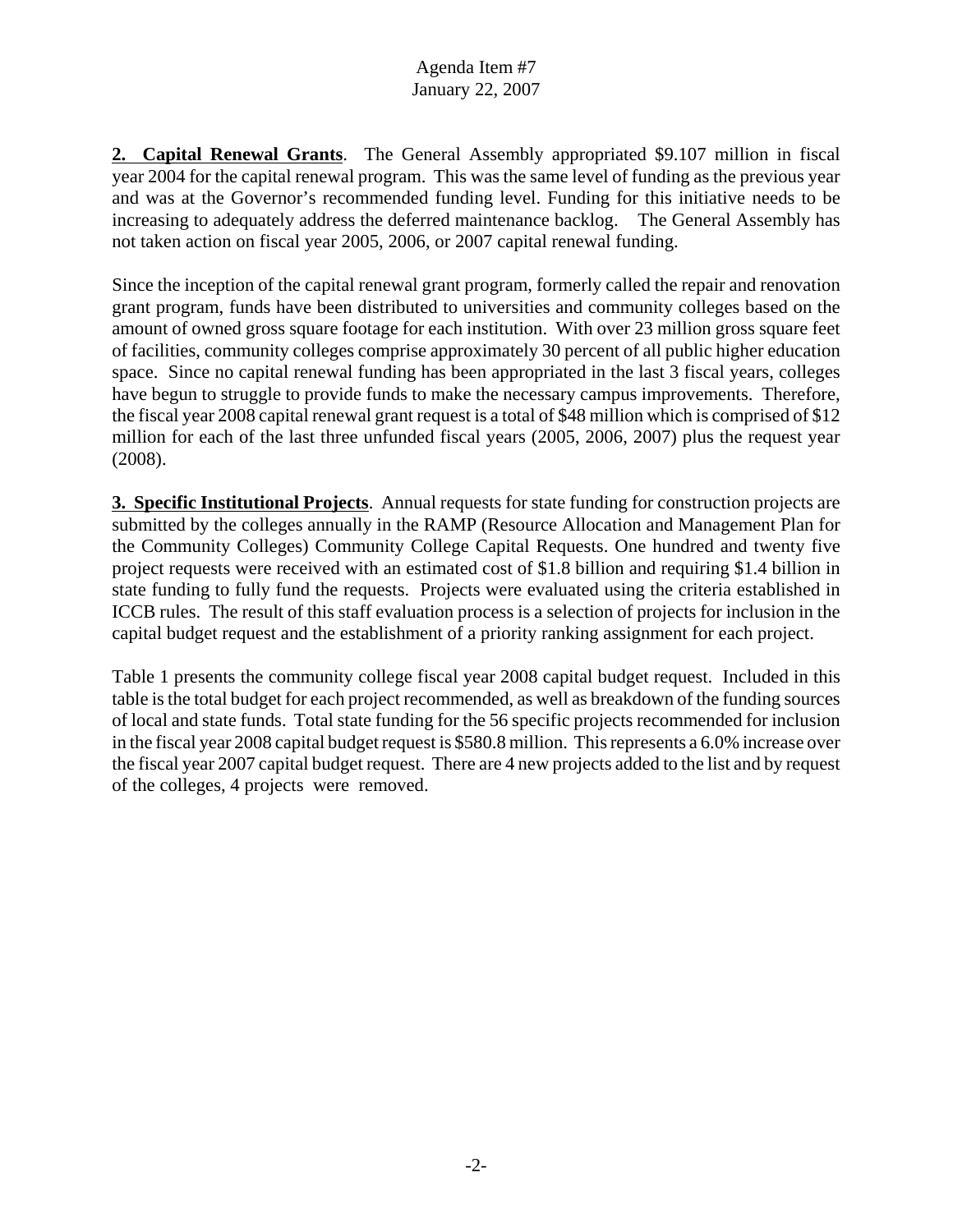**2. Capital Renewal Grants**. The General Assembly appropriated $9.107 million in fiscal year 2004 for the capital renewal program. This was the same level of funding as the previous year and was at the Governor's recommended funding level. Funding for this initiative needs to be increasing to adequately address the deferred maintenance backlog. The General Assembly has not taken action on fiscal year 2005, 2006, or 2007 capital renewal funding.

Since the inception of the capital renewal grant program, formerly called the repair and renovation grant program, funds have been distributed to universities and community colleges based on the amount of owned gross square footage for each institution. With over 23 million gross square feet of facilities, community colleges comprise approximately 30 percent of all public higher education space. Since no capital renewal funding has been appropriated in the last 3 fiscal years, colleges have begun to struggle to provide funds to make the necessary campus improvements. Therefore, the fiscal year 2008 capital renewal grant request is a total of $48 million which is comprised of $12 million for each of the last three unfunded fiscal years (2005, 2006, 2007) plus the request year (2008).

**3. Specific Institutional Projects**. Annual requests for state funding for construction projects are submitted by the colleges annually in the RAMP (Resource Allocation and Management Plan for the Community Colleges) Community College Capital Requests. One hundred and twenty five project requests were received with an estimated cost of $1.8 billion and requiring $1.4 billion in state funding to fully fund the requests. Projects were evaluated using the criteria established in ICCB rules. The result of this staff evaluation process is a selection of projects for inclusion in the capital budget request and the establishment of a priority ranking assignment for each project.

Table 1 presents the community college fiscal year 2008 capital budget request. Included in this table is the total budget for each project recommended, as well as breakdown of the funding sources of local and state funds. Total state funding for the 56 specific projects recommended for inclusion in the fiscal year 2008 capital budget request is $580.8 million. This represents a 6.0% increase over the fiscal year 2007 capital budget request. There are 4 new projects added to the list and by request of the colleges, 4 projects were removed.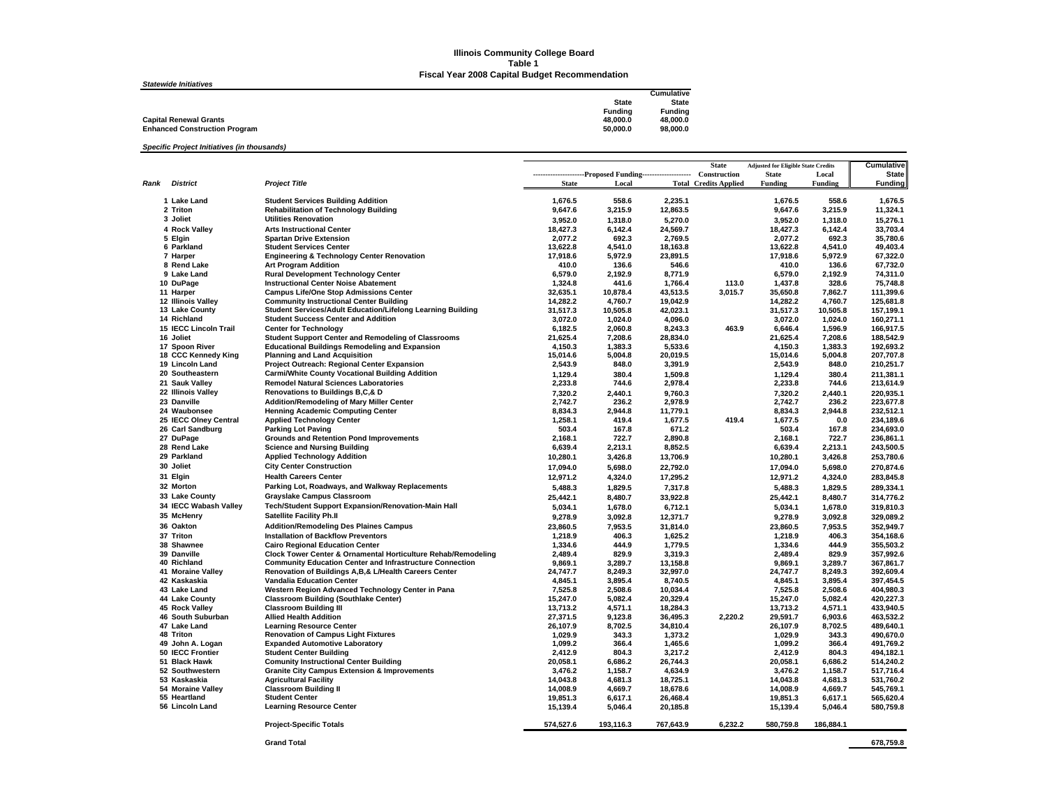# Illinois Community College Board
## Table 1
## Fiscal Year 2008 Capital Budget Recommendation

*Statewide Initiatives*

| | State Funding | Cumulative State Funding |
|---|---|---|
| **Capital Renewal Grants** | 48,000.0 | 48,000.0 |
| **Enhanced Construction Program** | 50,000.0 | 98,000.0 |

*Specific Project Initiatives (in thousands)*

| Rank | District | Project Title | Proposed Funding State | Proposed Funding Local | Proposed Funding Total | State Construction Credits Applied | Adjusted for Eligible State Credits State Funding | Adjusted for Eligible State Credits Local Funding | Cumulative State Funding |
|---|---|---|---|---|---|---|---|---|---|
| 1 | Lake Land | Student Services Building Addition | 1,676.5 | 558.6 | 2,235.1 | | 1,676.5 | 558.6 | 1,676.5 |
| 2 | Triton | Rehabilitation of Technology Building | 9,647.6 | 3,215.9 | 12,863.5 | | 9,647.6 | 3,215.9 | 11,324.1 |
| 3 | Joliet | Utilities Renovation | 3,952.0 | 1,318.0 | 5,270.0 | | 3,952.0 | 1,318.0 | 15,276.1 |
| 4 | Rock Valley | Arts Instructional Center | 18,427.3 | 6,142.4 | 24,569.7 | | 18,427.3 | 6,142.4 | 33,703.4 |
| 5 | Elgin | Spartan Drive Extension | 2,077.2 | 692.3 | 2,769.5 | | 2,077.2 | 692.3 | 35,780.6 |
| 6 | Parkland | Student Services Center | 13,622.8 | 4,541.0 | 18,163.8 | | 13,622.8 | 4,541.0 | 49,403.4 |
| 7 | Harper | Engineering & Technology Center Renovation | 17,918.6 | 5,972.9 | 23,891.5 | | 17,918.6 | 5,972.9 | 67,322.0 |
| 8 | Rend Lake | Art Program Addition | 410.0 | 136.6 | 546.6 | | 410.0 | 136.6 | 67,732.0 |
| 9 | Lake Land | Rural Development Technology Center | 6,579.0 | 2,192.9 | 8,771.9 | | 6,579.0 | 2,192.9 | 74,311.0 |
| 10 | DuPage | Instructional Center Noise Abatement | 1,324.8 | 441.6 | 1,766.4 | 113.0 | 1,437.8 | 328.6 | 75,748.8 |
| 11 | Harper | Campus Life/One Stop Admissions Center | 32,635.1 | 10,878.4 | 43,513.5 | 3,015.7 | 35,650.8 | 7,862.7 | 111,399.6 |
| 12 | Illinois Valley | Community Instructional Center Building | 14,282.2 | 4,760.7 | 19,042.9 | | 14,282.2 | 4,760.7 | 125,681.8 |
| 13 | Lake County | Student Services/Adult Education/Lifelong Learning Building | 31,517.3 | 10,505.8 | 42,023.1 | | 31,517.3 | 10,505.8 | 157,199.1 |
| 14 | Richland | Student Success Center and Addition | 3,072.0 | 1,024.0 | 4,096.0 | | 3,072.0 | 1,024.0 | 160,271.1 |
| 15 | IECC Lincoln Trail | Center for Technology | 6,182.5 | 2,060.8 | 8,243.3 | 463.9 | 6,646.4 | 1,596.9 | 166,917.5 |
| 16 | Joliet | Student Support Center and Remodeling of Classrooms | 21,625.4 | 7,208.6 | 28,834.0 | | 21,625.4 | 7,208.6 | 188,542.9 |
| 17 | Spoon River | Educational Buildings Remodeling and Expansion | 4,150.3 | 1,383.3 | 5,533.6 | | 4,150.3 | 1,383.3 | 192,693.2 |
| 18 | CCC Kennedy King | Planning and Land Acquisition | 15,014.6 | 5,004.8 | 20,019.5 | | 15,014.6 | 5,004.8 | 207,707.8 |
| 19 | Lincoln Land | Project Outreach: Regional Center Expansion | 2,543.9 | 848.0 | 3,391.9 | | 2,543.9 | 848.0 | 210,251.7 |
| 20 | Southeastern | Carmi/White County Vocational Building Addition | 1,129.4 | 380.4 | 1,509.8 | | 1,129.4 | 380.4 | 211,381.1 |
| 21 | Sauk Valley | Remodel Natural Sciences Laboratories | 2,233.8 | 744.6 | 2,978.4 | | 2,233.8 | 744.6 | 213,614.9 |
| 22 | Illinois Valley | Renovations to Buildings B,C,& D | 7,320.2 | 2,440.1 | 9,760.3 | | 7,320.2 | 2,440.1 | 220,935.1 |
| 23 | Danville | Addition/Remodeling of Mary Miller Center | 2,742.7 | 236.2 | 2,978.9 | | 2,742.7 | 236.2 | 223,677.8 |
| 24 | Waubonsee | Henning Academic Computing Center | 8,834.3 | 2,944.8 | 11,779.1 | | 8,834.3 | 2,944.8 | 232,512.1 |
| 25 | IECC Olney Central | Applied Technology Center | 1,258.1 | 419.4 | 1,677.5 | 419.4 | 1,677.5 | 0.0 | 234,189.6 |
| 26 | Carl Sandburg | Parking Lot Paving | 503.4 | 167.8 | 671.2 | | 503.4 | 167.8 | 234,693.0 |
| 27 | DuPage | Grounds and Retention Pond Improvements | 2,168.1 | 722.7 | 2,890.8 | | 2,168.1 | 722.7 | 236,861.1 |
| 28 | Rend Lake | Science and Nursing Building | 6,639.4 | 2,213.1 | 8,852.5 | | 6,639.4 | 2,213.1 | 243,500.5 |
| 29 | Parkland | Applied Technology Addition | 10,280.1 | 3,426.8 | 13,706.9 | | 10,280.1 | 3,426.8 | 253,780.6 |
| 30 | Joliet | City Center Construction | 17,094.0 | 5,698.0 | 22,792.0 | | 17,094.0 | 5,698.0 | 270,874.6 |
| 31 | Elgin | Health Careers Center | 12,971.2 | 4,324.0 | 17,295.2 | | 12,971.2 | 4,324.0 | 283,845.8 |
| 32 | Morton | Parking Lot, Roadways, and Walkway Replacements | 5,488.3 | 1,829.5 | 7,317.8 | | 5,488.3 | 1,829.5 | 289,334.1 |
| 33 | Lake County | Grayslake Campus Classroom | 25,442.1 | 8,480.7 | 33,922.8 | | 25,442.1 | 8,480.7 | 314,776.2 |
| 34 | IECC Wabash Valley | Tech/Student Support Expansion/Renovation-Main Hall | 5,034.1 | 1,678.0 | 6,712.1 | | 5,034.1 | 1,678.0 | 319,810.3 |
| 35 | McHenry | Satellite Facility Ph.II | 9,278.9 | 3,092.8 | 12,371.7 | | 9,278.9 | 3,092.8 | 329,089.2 |
| 36 | Oakton | Addition/Remodeling Des Plaines Campus | 23,860.5 | 7,953.5 | 31,814.0 | | 23,860.5 | 7,953.5 | 352,949.7 |
| 37 | Triton | Installation of Backflow Preventors | 1,218.9 | 406.3 | 1,625.2 | | 1,218.9 | 406.3 | 354,168.6 |
| 38 | Shawnee | Cairo Regional Education Center | 1,334.6 | 444.9 | 1,779.5 | | 1,334.6 | 444.9 | 355,503.2 |
| 39 | Danville | Clock Tower Center & Ornamental Horticulture Rehab/Remodeling | 2,489.4 | 829.9 | 3,319.3 | | 2,489.4 | 829.9 | 357,992.6 |
| 40 | Richland | Community Education Center and Infrastructure Connection | 9,869.1 | 3,289.7 | 13,158.8 | | 9,869.1 | 3,289.7 | 367,861.7 |
| 41 | Moraine Valley | Renovation of Buildings A,B,& L/Health Careers Center | 24,747.7 | 8,249.3 | 32,997.0 | | 24,747.7 | 8,249.3 | 392,609.4 |
| 42 | Kaskaskia | Vandalia Education Center | 4,845.1 | 3,895.4 | 8,740.5 | | 4,845.1 | 3,895.4 | 397,454.5 |
| 43 | Lake Land | Western Region Advanced Technology Center in Pana | 7,525.8 | 2,508.6 | 10,034.4 | | 7,525.8 | 2,508.6 | 404,980.3 |
| 44 | Lake County | Classroom Building (Southlake Center) | 15,247.0 | 5,082.4 | 20,329.4 | | 15,247.0 | 5,082.4 | 420,227.3 |
| 45 | Rock Valley | Classroom Building III | 13,713.2 | 4,571.1 | 18,284.3 | | 13,713.2 | 4,571.1 | 433,940.5 |
| 46 | South Suburban | Allied Health Addition | 27,371.5 | 9,123.8 | 36,495.3 | 2,220.2 | 29,591.7 | 6,903.6 | 463,532.2 |
| 47 | Lake Land | Learning Resource Center | 26,107.9 | 8,702.5 | 34,810.4 | | 26,107.9 | 8,702.5 | 489,640.1 |
| 48 | Triton | Renovation of Campus Light Fixtures | 1,029.9 | 343.3 | 1,373.2 | | 1,029.9 | 343.3 | 490,670.0 |
| 49 | John A. Logan | Expanded Automotive Laboratory | 1,099.2 | 366.4 | 1,465.6 | | 1,099.2 | 366.4 | 491,769.2 |
| 50 | IECC Frontier | Student Center Building | 2,412.9 | 804.3 | 3,217.2 | | 2,412.9 | 804.3 | 494,182.1 |
| 51 | Black Hawk | Comunity Instructional Center Building | 20,058.1 | 6,686.2 | 26,744.3 | | 20,058.1 | 6,686.2 | 514,240.2 |
| 52 | Southwestern | Granite City Campus Extension & Improvements | 3,476.2 | 1,158.7 | 4,634.9 | | 3,476.2 | 1,158.7 | 517,716.4 |
| 53 | Kaskaskia | Agricultural Facility | 14,043.8 | 4,681.3 | 18,725.1 | | 14,043.8 | 4,681.3 | 531,760.2 |
| 54 | Moraine Valley | Classroom Building II | 14,008.9 | 4,669.7 | 18,678.6 | | 14,008.9 | 4,669.7 | 545,769.1 |
| 55 | Heartland | Student Center | 19,851.3 | 6,617.1 | 26,468.4 | | 19,851.3 | 6,617.1 | 565,620.4 |
| 56 | Lincoln Land | Learning Resource Center | 15,139.4 | 5,046.4 | 20,185.8 | | 15,139.4 | 5,046.4 | 580,759.8 |
| | | **Project-Specific Totals** | 574,527.6 | 193,116.3 | 767,643.9 | 6,232.2 | 580,759.8 | 186,884.1 | |
| | | **Grand Total** | | | | | | | 678,759.8 |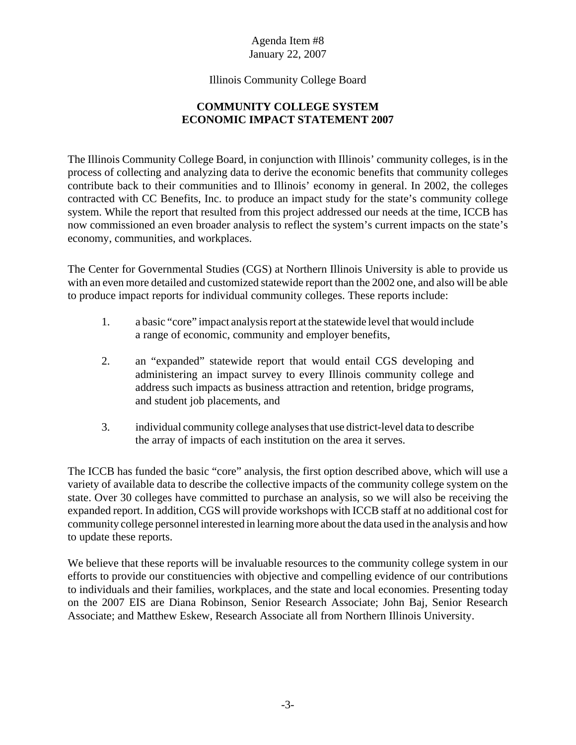Agenda Item #8
January 22, 2007

Illinois Community College Board

**COMMUNITY COLLEGE SYSTEM**
**ECONOMIC IMPACT STATEMENT 2007**

The Illinois Community College Board, in conjunction with Illinois' community colleges, is in the process of collecting and analyzing data to derive the economic benefits that community colleges contribute back to their communities and to Illinois' economy in general. In 2002, the colleges contracted with CC Benefits, Inc. to produce an impact study for the state's community college system. While the report that resulted from this project addressed our needs at the time, ICCB has now commissioned an even broader analysis to reflect the system's current impacts on the state's economy, communities, and workplaces.

The Center for Governmental Studies (CGS) at Northern Illinois University is able to provide us with an even more detailed and customized statewide report than the 2002 one, and also will be able to produce impact reports for individual community colleges. These reports include:

1. a basic "core" impact analysis report at the statewide level that would include a range of economic, community and employer benefits,

2. an "expanded" statewide report that would entail CGS developing and administering an impact survey to every Illinois community college and address such impacts as business attraction and retention, bridge programs, and student job placements, and

3. individual community college analyses that use district-level data to describe the array of impacts of each institution on the area it serves.

The ICCB has funded the basic "core" analysis, the first option described above, which will use a variety of available data to describe the collective impacts of the community college system on the state. Over 30 colleges have committed to purchase an analysis, so we will also be receiving the expanded report. In addition, CGS will provide workshops with ICCB staff at no additional cost for community college personnel interested in learning more about the data used in the analysis and how to update these reports.

We believe that these reports will be invaluable resources to the community college system in our efforts to provide our constituencies with objective and compelling evidence of our contributions to individuals and their families, workplaces, and the state and local economies. Presenting today on the 2007 EIS are Diana Robinson, Senior Research Associate; John Baj, Senior Research Associate; and Matthew Eskew, Research Associate all from Northern Illinois University.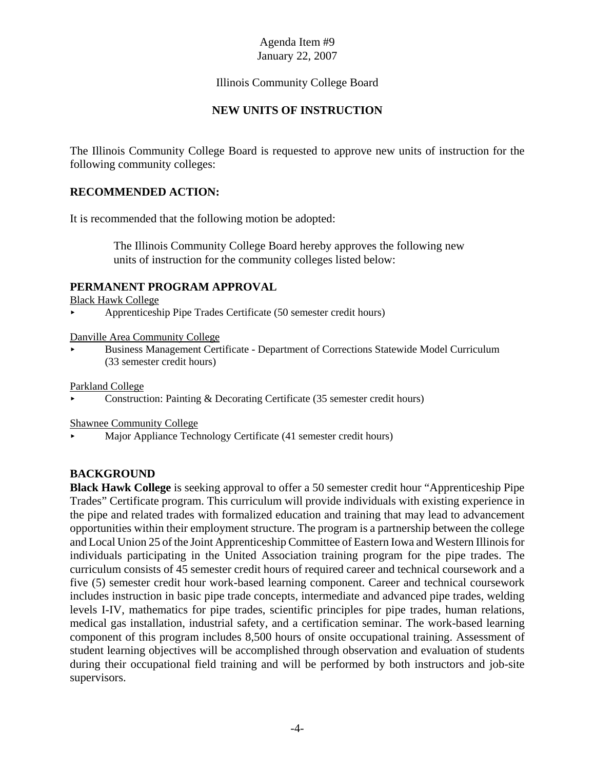Agenda Item #9
January 22, 2007

Illinois Community College Board

# NEW UNITS OF INSTRUCTION

The Illinois Community College Board is requested to approve new units of instruction for the following community colleges:

## RECOMMENDED ACTION:

It is recommended that the following motion be adopted:

> The Illinois Community College Board hereby approves the following new units of instruction for the community colleges listed below:

## PERMANENT PROGRAM APPROVAL

Black Hawk College

- Apprenticeship Pipe Trades Certificate (50 semester credit hours)

Danville Area Community College

- Business Management Certificate - Department of Corrections Statewide Model Curriculum (33 semester credit hours)

Parkland College

- Construction: Painting & Decorating Certificate (35 semester credit hours)

Shawnee Community College

- Major Appliance Technology Certificate (41 semester credit hours)

## BACKGROUND

**Black Hawk College** is seeking approval to offer a 50 semester credit hour "Apprenticeship Pipe Trades" Certificate program. This curriculum will provide individuals with existing experience in the pipe and related trades with formalized education and training that may lead to advancement opportunities within their employment structure. The program is a partnership between the college and Local Union 25 of the Joint Apprenticeship Committee of Eastern Iowa and Western Illinois for individuals participating in the United Association training program for the pipe trades. The curriculum consists of 45 semester credit hours of required career and technical coursework and a five (5) semester credit hour work-based learning component. Career and technical coursework includes instruction in basic pipe trade concepts, intermediate and advanced pipe trades, welding levels I-IV, mathematics for pipe trades, scientific principles for pipe trades, human relations, medical gas installation, industrial safety, and a certification seminar. The work-based learning component of this program includes 8,500 hours of onsite occupational training. Assessment of student learning objectives will be accomplished through observation and evaluation of students during their occupational field training and will be performed by both instructors and job-site supervisors.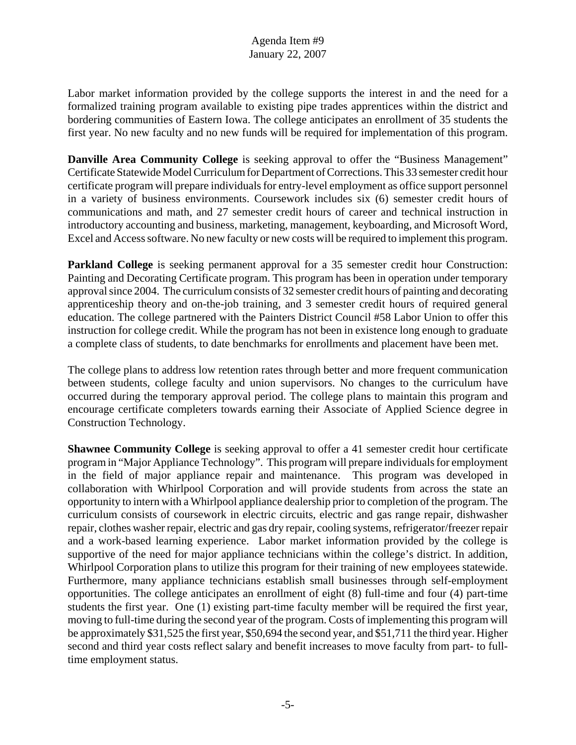Labor market information provided by the college supports the interest in and the need for a formalized training program available to existing pipe trades apprentices within the district and bordering communities of Eastern Iowa. The college anticipates an enrollment of 35 students the first year. No new faculty and no new funds will be required for implementation of this program.

**Danville Area Community College** is seeking approval to offer the "Business Management" Certificate Statewide Model Curriculum for Department of Corrections. This 33 semester credit hour certificate program will prepare individuals for entry-level employment as office support personnel in a variety of business environments. Coursework includes six (6) semester credit hours of communications and math, and 27 semester credit hours of career and technical instruction in introductory accounting and business, marketing, management, keyboarding, and Microsoft Word, Excel and Access software. No new faculty or new costs will be required to implement this program.

**Parkland College** is seeking permanent approval for a 35 semester credit hour Construction: Painting and Decorating Certificate program. This program has been in operation under temporary approval since 2004. The curriculum consists of 32 semester credit hours of painting and decorating apprenticeship theory and on-the-job training, and 3 semester credit hours of required general education. The college partnered with the Painters District Council #58 Labor Union to offer this instruction for college credit. While the program has not been in existence long enough to graduate a complete class of students, to date benchmarks for enrollments and placement have been met.

The college plans to address low retention rates through better and more frequent communication between students, college faculty and union supervisors. No changes to the curriculum have occurred during the temporary approval period. The college plans to maintain this program and encourage certificate completers towards earning their Associate of Applied Science degree in Construction Technology.

**Shawnee Community College** is seeking approval to offer a 41 semester credit hour certificate program in "Major Appliance Technology". This program will prepare individuals for employment in the field of major appliance repair and maintenance. This program was developed in collaboration with Whirlpool Corporation and will provide students from across the state an opportunity to intern with a Whirlpool appliance dealership prior to completion of the program. The curriculum consists of coursework in electric circuits, electric and gas range repair, dishwasher repair, clothes washer repair, electric and gas dry repair, cooling systems, refrigerator/freezer repair and a work-based learning experience. Labor market information provided by the college is supportive of the need for major appliance technicians within the college's district. In addition, Whirlpool Corporation plans to utilize this program for their training of new employees statewide. Furthermore, many appliance technicians establish small businesses through self-employment opportunities. The college anticipates an enrollment of eight (8) full-time and four (4) part-time students the first year. One (1) existing part-time faculty member will be required the first year, moving to full-time during the second year of the program. Costs of implementing this program will be approximately $31,525 the first year, $50,694 the second year, and $51,711 the third year. Higher second and third year costs reflect salary and benefit increases to move faculty from part- to full-time employment status.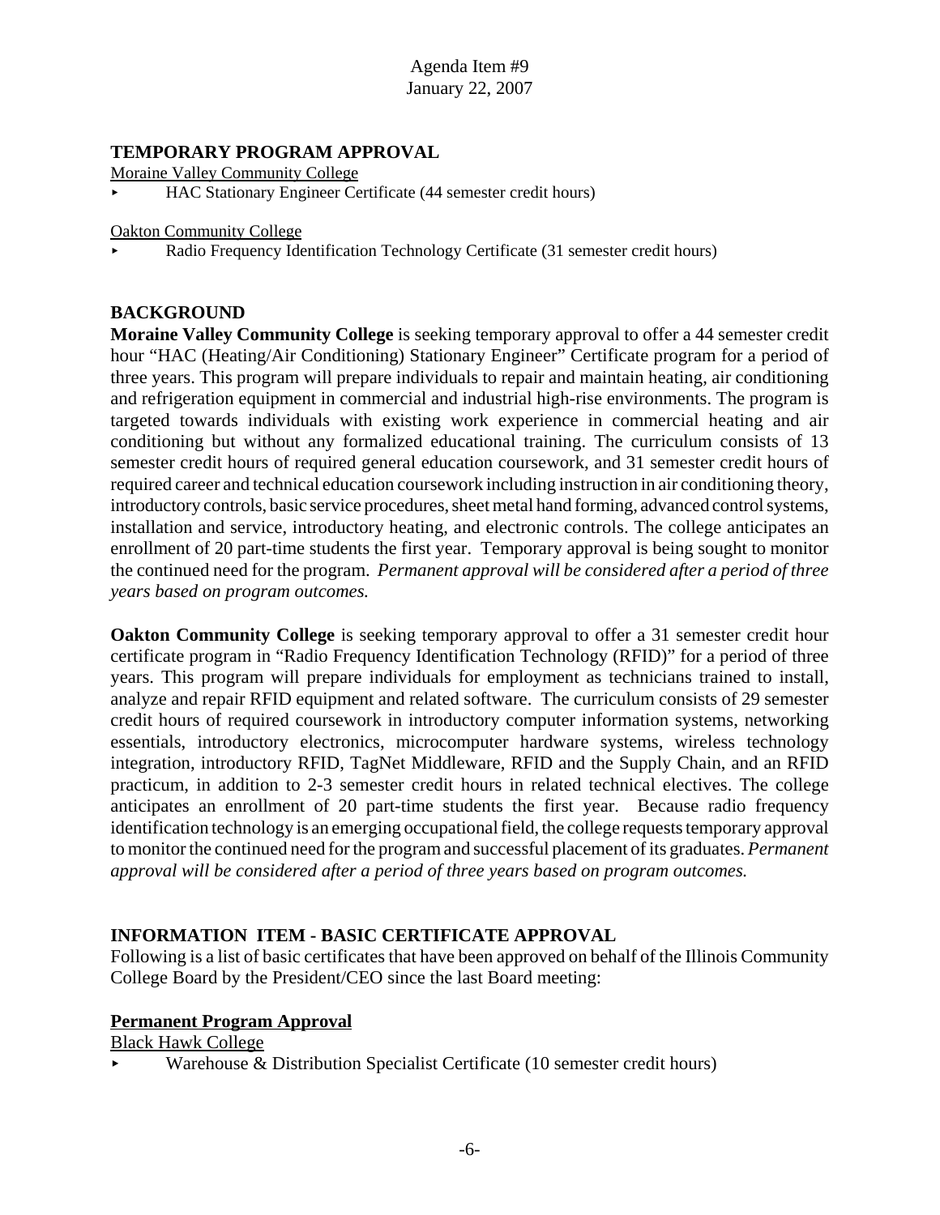Agenda Item #9
January 22, 2007

**TEMPORARY PROGRAM APPROVAL**

Moraine Valley Community College

- HAC Stationary Engineer Certificate (44 semester credit hours)

Oakton Community College

- Radio Frequency Identification Technology Certificate (31 semester credit hours)

**BACKGROUND**

**Moraine Valley Community College** is seeking temporary approval to offer a 44 semester credit hour "HAC (Heating/Air Conditioning) Stationary Engineer" Certificate program for a period of three years. This program will prepare individuals to repair and maintain heating, air conditioning and refrigeration equipment in commercial and industrial high-rise environments. The program is targeted towards individuals with existing work experience in commercial heating and air conditioning but without any formalized educational training. The curriculum consists of 13 semester credit hours of required general education coursework, and 31 semester credit hours of required career and technical education coursework including instruction in air conditioning theory, introductory controls, basic service procedures, sheet metal hand forming, advanced control systems, installation and service, introductory heating, and electronic controls. The college anticipates an enrollment of 20 part-time students the first year. Temporary approval is being sought to monitor the continued need for the program. *Permanent approval will be considered after a period of three years based on program outcomes.*

**Oakton Community College** is seeking temporary approval to offer a 31 semester credit hour certificate program in "Radio Frequency Identification Technology (RFID)" for a period of three years. This program will prepare individuals for employment as technicians trained to install, analyze and repair RFID equipment and related software. The curriculum consists of 29 semester credit hours of required coursework in introductory computer information systems, networking essentials, introductory electronics, microcomputer hardware systems, wireless technology integration, introductory RFID, TagNet Middleware, RFID and the Supply Chain, and an RFID practicum, in addition to 2-3 semester credit hours in related technical electives. The college anticipates an enrollment of 20 part-time students the first year. Because radio frequency identification technology is an emerging occupational field, the college requests temporary approval to monitor the continued need for the program and successful placement of its graduates. *Permanent approval will be considered after a period of three years based on program outcomes.*

**INFORMATION ITEM - BASIC CERTIFICATE APPROVAL**

Following is a list of basic certificates that have been approved on behalf of the Illinois Community College Board by the President/CEO since the last Board meeting:

**Permanent Program Approval**

Black Hawk College

- Warehouse & Distribution Specialist Certificate (10 semester credit hours)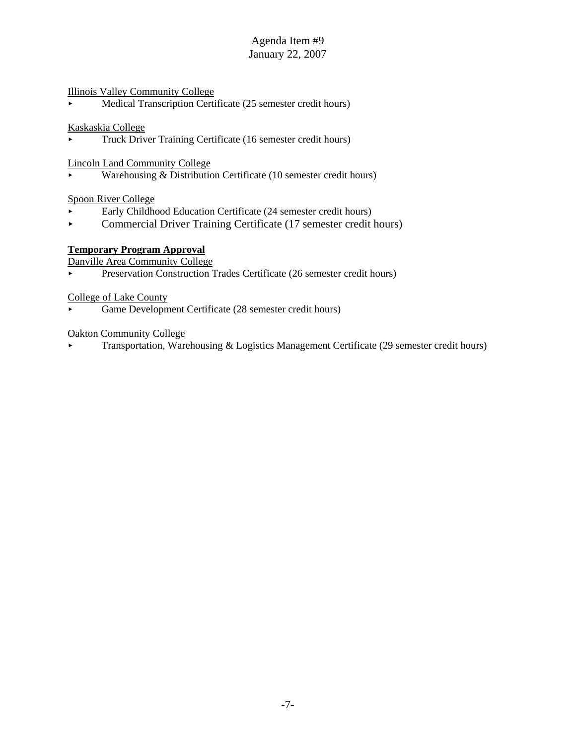Illinois Valley Community College

- Medical Transcription Certificate (25 semester credit hours)

Kaskaskia College

- Truck Driver Training Certificate (16 semester credit hours)

Lincoln Land Community College

- Warehousing & Distribution Certificate (10 semester credit hours)

Spoon River College

- Early Childhood Education Certificate (24 semester credit hours)
- Commercial Driver Training Certificate (17 semester credit hours)

**Temporary Program Approval**

Danville Area Community College

- Preservation Construction Trades Certificate (26 semester credit hours)

College of Lake County

- Game Development Certificate (28 semester credit hours)

Oakton Community College

- Transportation, Warehousing & Logistics Management Certificate (29 semester credit hours)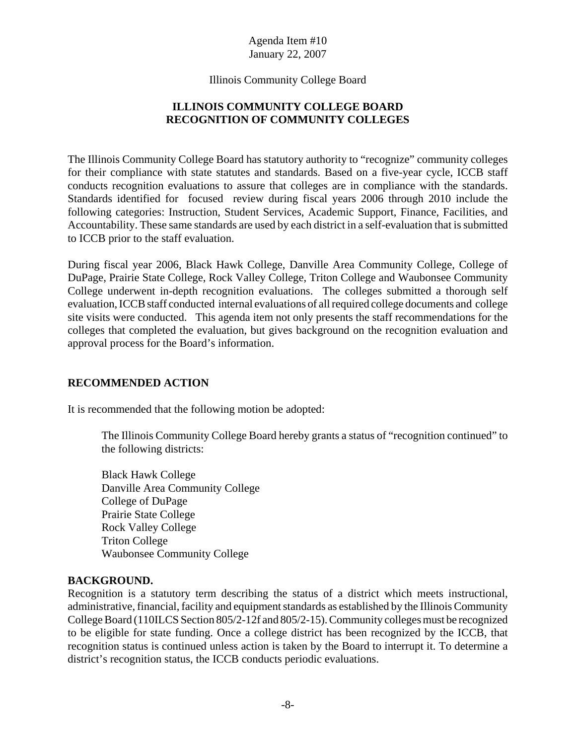Agenda Item #10
January 22, 2007

Illinois Community College Board

# ILLINOIS COMMUNITY COLLEGE BOARD RECOGNITION OF COMMUNITY COLLEGES

The Illinois Community College Board has statutory authority to "recognize" community colleges for their compliance with state statutes and standards. Based on a five-year cycle, ICCB staff conducts recognition evaluations to assure that colleges are in compliance with the standards. Standards identified for focused review during fiscal years 2006 through 2010 include the following categories: Instruction, Student Services, Academic Support, Finance, Facilities, and Accountability. These same standards are used by each district in a self-evaluation that is submitted to ICCB prior to the staff evaluation.

During fiscal year 2006, Black Hawk College, Danville Area Community College, College of DuPage, Prairie State College, Rock Valley College, Triton College and Waubonsee Community College underwent in-depth recognition evaluations. The colleges submitted a thorough self evaluation, ICCB staff conducted internal evaluations of all required college documents and college site visits were conducted. This agenda item not only presents the staff recommendations for the colleges that completed the evaluation, but gives background on the recognition evaluation and approval process for the Board's information.

## RECOMMENDED ACTION

It is recommended that the following motion be adopted:

> The Illinois Community College Board hereby grants a status of "recognition continued" to the following districts:
>
> Black Hawk College
> Danville Area Community College
> College of DuPage
> Prairie State College
> Rock Valley College
> Triton College
> Waubonsee Community College

## BACKGROUND.

Recognition is a statutory term describing the status of a district which meets instructional, administrative, financial, facility and equipment standards as established by the Illinois Community College Board (110ILCS Section 805/2-12f and 805/2-15). Community colleges must be recognized to be eligible for state funding. Once a college district has been recognized by the ICCB, that recognition status is continued unless action is taken by the Board to interrupt it. To determine a district's recognition status, the ICCB conducts periodic evaluations.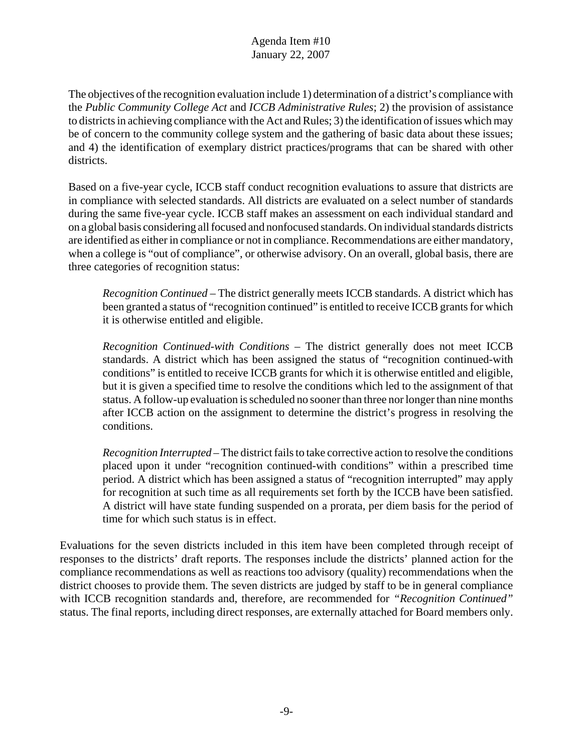The objectives of the recognition evaluation include 1) determination of a district's compliance with the *Public Community College Act* and *ICCB Administrative Rules*; 2) the provision of assistance to districts in achieving compliance with the Act and Rules; 3) the identification of issues which may be of concern to the community college system and the gathering of basic data about these issues; and 4) the identification of exemplary district practices/programs that can be shared with other districts.

Based on a five-year cycle, ICCB staff conduct recognition evaluations to assure that districts are in compliance with selected standards. All districts are evaluated on a select number of standards during the same five-year cycle. ICCB staff makes an assessment on each individual standard and on a global basis considering all focused and nonfocused standards. On individual standards districts are identified as either in compliance or not in compliance. Recommendations are either mandatory, when a college is "out of compliance", or otherwise advisory. On an overall, global basis, there are three categories of recognition status:

> *Recognition Continued* – The district generally meets ICCB standards. A district which has been granted a status of "recognition continued" is entitled to receive ICCB grants for which it is otherwise entitled and eligible.
>
> *Recognition Continued-with Conditions* – The district generally does not meet ICCB standards. A district which has been assigned the status of "recognition continued-with conditions" is entitled to receive ICCB grants for which it is otherwise entitled and eligible, but it is given a specified time to resolve the conditions which led to the assignment of that status. A follow-up evaluation is scheduled no sooner than three nor longer than nine months after ICCB action on the assignment to determine the district's progress in resolving the conditions.
>
> *Recognition Interrupted* – The district fails to take corrective action to resolve the conditions placed upon it under "recognition continued-with conditions" within a prescribed time period. A district which has been assigned a status of "recognition interrupted" may apply for recognition at such time as all requirements set forth by the ICCB have been satisfied. A district will have state funding suspended on a prorata, per diem basis for the period of time for which such status is in effect.

Evaluations for the seven districts included in this item have been completed through receipt of responses to the districts' draft reports. The responses include the districts' planned action for the compliance recommendations as well as reactions too advisory (quality) recommendations when the district chooses to provide them. The seven districts are judged by staff to be in general compliance with ICCB recognition standards and, therefore, are recommended for *"Recognition Continued"* status. The final reports, including direct responses, are externally attached for Board members only.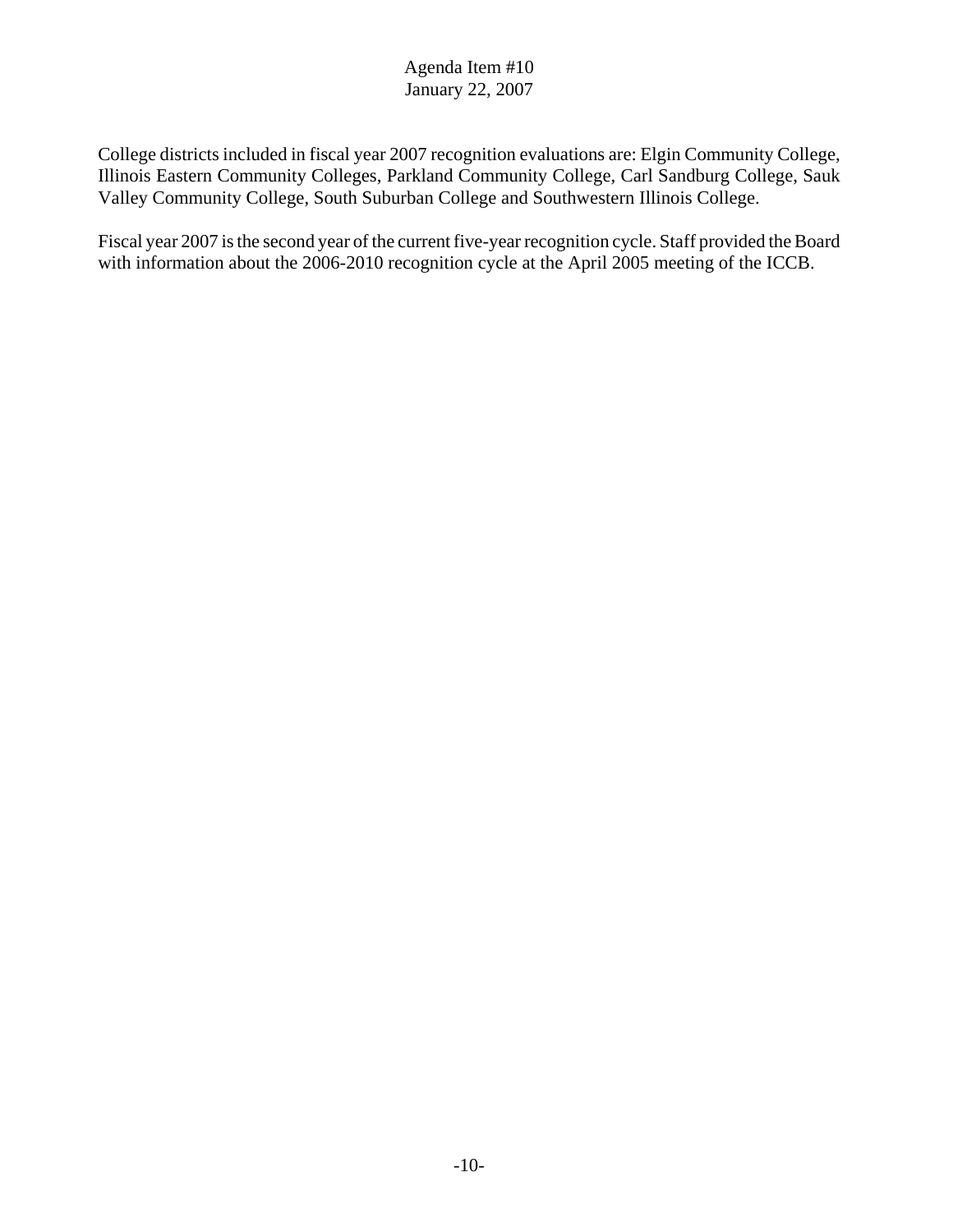College districts included in fiscal year 2007 recognition evaluations are: Elgin Community College, Illinois Eastern Community Colleges, Parkland Community College, Carl Sandburg College, Sauk Valley Community College, South Suburban College and Southwestern Illinois College.

Fiscal year 2007 is the second year of the current five-year recognition cycle. Staff provided the Board with information about the 2006-2010 recognition cycle at the April 2005 meeting of the ICCB.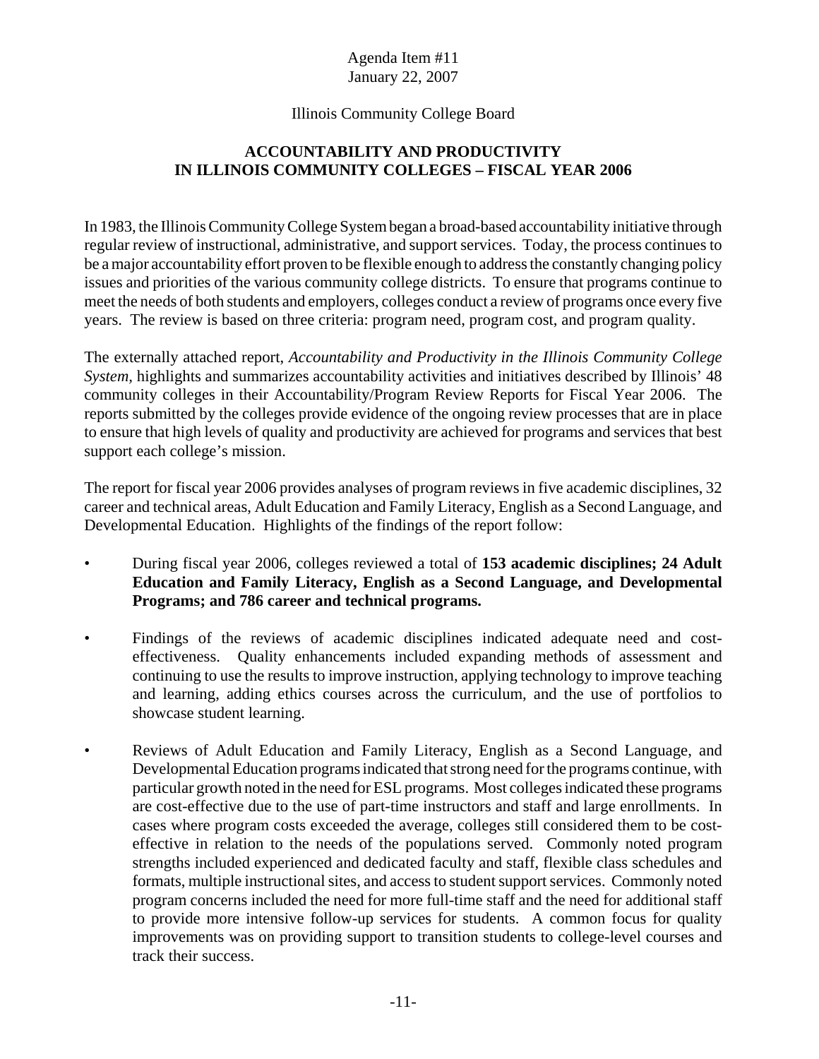Agenda Item #11
January 22, 2007

Illinois Community College Board

## ACCOUNTABILITY AND PRODUCTIVITY IN ILLINOIS COMMUNITY COLLEGES – FISCAL YEAR 2006

In 1983, the Illinois Community College System began a broad-based accountability initiative through regular review of instructional, administrative, and support services. Today, the process continues to be a major accountability effort proven to be flexible enough to address the constantly changing policy issues and priorities of the various community college districts. To ensure that programs continue to meet the needs of both students and employers, colleges conduct a review of programs once every five years. The review is based on three criteria: program need, program cost, and program quality.

The externally attached report, *Accountability and Productivity in the Illinois Community College System*, highlights and summarizes accountability activities and initiatives described by Illinois' 48 community colleges in their Accountability/Program Review Reports for Fiscal Year 2006. The reports submitted by the colleges provide evidence of the ongoing review processes that are in place to ensure that high levels of quality and productivity are achieved for programs and services that best support each college's mission.

The report for fiscal year 2006 provides analyses of program reviews in five academic disciplines, 32 career and technical areas, Adult Education and Family Literacy, English as a Second Language, and Developmental Education. Highlights of the findings of the report follow:

- During fiscal year 2006, colleges reviewed a total of **153 academic disciplines; 24 Adult Education and Family Literacy, English as a Second Language, and Developmental Programs; and 786 career and technical programs.**
- Findings of the reviews of academic disciplines indicated adequate need and cost-effectiveness. Quality enhancements included expanding methods of assessment and continuing to use the results to improve instruction, applying technology to improve teaching and learning, adding ethics courses across the curriculum, and the use of portfolios to showcase student learning.
- Reviews of Adult Education and Family Literacy, English as a Second Language, and Developmental Education programs indicated that strong need for the programs continue, with particular growth noted in the need for ESL programs. Most colleges indicated these programs are cost-effective due to the use of part-time instructors and staff and large enrollments. In cases where program costs exceeded the average, colleges still considered them to be cost-effective in relation to the needs of the populations served. Commonly noted program strengths included experienced and dedicated faculty and staff, flexible class schedules and formats, multiple instructional sites, and access to student support services. Commonly noted program concerns included the need for more full-time staff and the need for additional staff to provide more intensive follow-up services for students. A common focus for quality improvements was on providing support to transition students to college-level courses and track their success.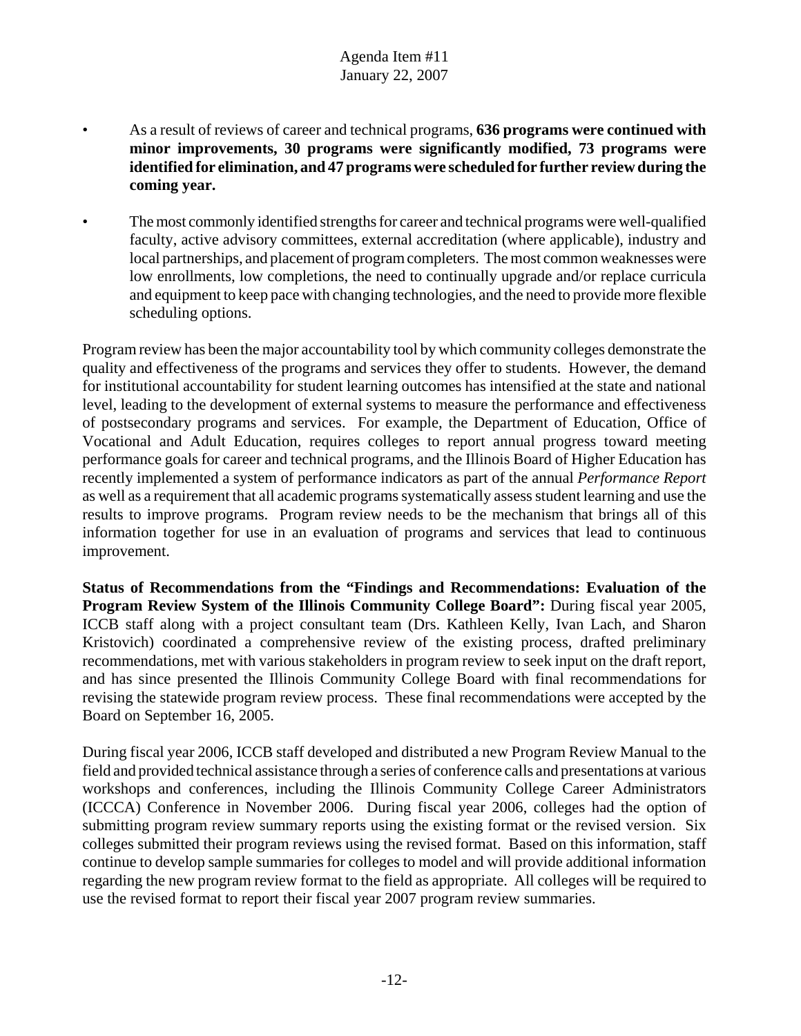- As a result of reviews of career and technical programs, **636 programs were continued with minor improvements, 30 programs were significantly modified, 73 programs were identified for elimination, and 47 programs were scheduled for further review during the coming year.**
- The most commonly identified strengths for career and technical programs were well-qualified faculty, active advisory committees, external accreditation (where applicable), industry and local partnerships, and placement of program completers. The most common weaknesses were low enrollments, low completions, the need to continually upgrade and/or replace curricula and equipment to keep pace with changing technologies, and the need to provide more flexible scheduling options.

Program review has been the major accountability tool by which community colleges demonstrate the quality and effectiveness of the programs and services they offer to students. However, the demand for institutional accountability for student learning outcomes has intensified at the state and national level, leading to the development of external systems to measure the performance and effectiveness of postsecondary programs and services. For example, the Department of Education, Office of Vocational and Adult Education, requires colleges to report annual progress toward meeting performance goals for career and technical programs, and the Illinois Board of Higher Education has recently implemented a system of performance indicators as part of the annual *Performance Report* as well as a requirement that all academic programs systematically assess student learning and use the results to improve programs. Program review needs to be the mechanism that brings all of this information together for use in an evaluation of programs and services that lead to continuous improvement.

**Status of Recommendations from the "Findings and Recommendations: Evaluation of the Program Review System of the Illinois Community College Board":** During fiscal year 2005, ICCB staff along with a project consultant team (Drs. Kathleen Kelly, Ivan Lach, and Sharon Kristovich) coordinated a comprehensive review of the existing process, drafted preliminary recommendations, met with various stakeholders in program review to seek input on the draft report, and has since presented the Illinois Community College Board with final recommendations for revising the statewide program review process. These final recommendations were accepted by the Board on September 16, 2005.

During fiscal year 2006, ICCB staff developed and distributed a new Program Review Manual to the field and provided technical assistance through a series of conference calls and presentations at various workshops and conferences, including the Illinois Community College Career Administrators (ICCCA) Conference in November 2006. During fiscal year 2006, colleges had the option of submitting program review summary reports using the existing format or the revised version. Six colleges submitted their program reviews using the revised format. Based on this information, staff continue to develop sample summaries for colleges to model and will provide additional information regarding the new program review format to the field as appropriate. All colleges will be required to use the revised format to report their fiscal year 2007 program review summaries.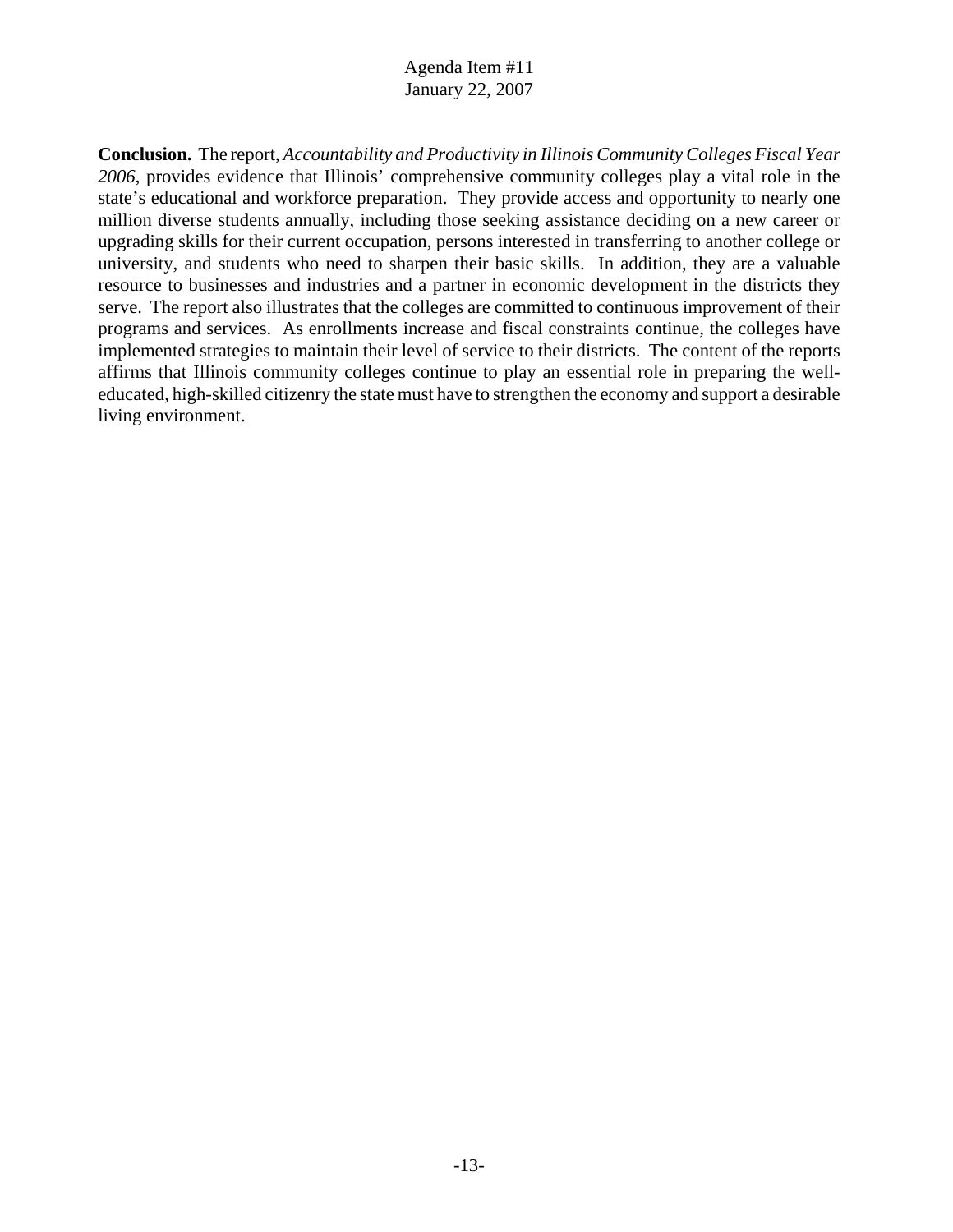**Conclusion.** The report, *Accountability and Productivity in Illinois Community Colleges Fiscal Year 2006*, provides evidence that Illinois' comprehensive community colleges play a vital role in the state's educational and workforce preparation. They provide access and opportunity to nearly one million diverse students annually, including those seeking assistance deciding on a new career or upgrading skills for their current occupation, persons interested in transferring to another college or university, and students who need to sharpen their basic skills. In addition, they are a valuable resource to businesses and industries and a partner in economic development in the districts they serve. The report also illustrates that the colleges are committed to continuous improvement of their programs and services. As enrollments increase and fiscal constraints continue, the colleges have implemented strategies to maintain their level of service to their districts. The content of the reports affirms that Illinois community colleges continue to play an essential role in preparing the well-educated, high-skilled citizenry the state must have to strengthen the economy and support a desirable living environment.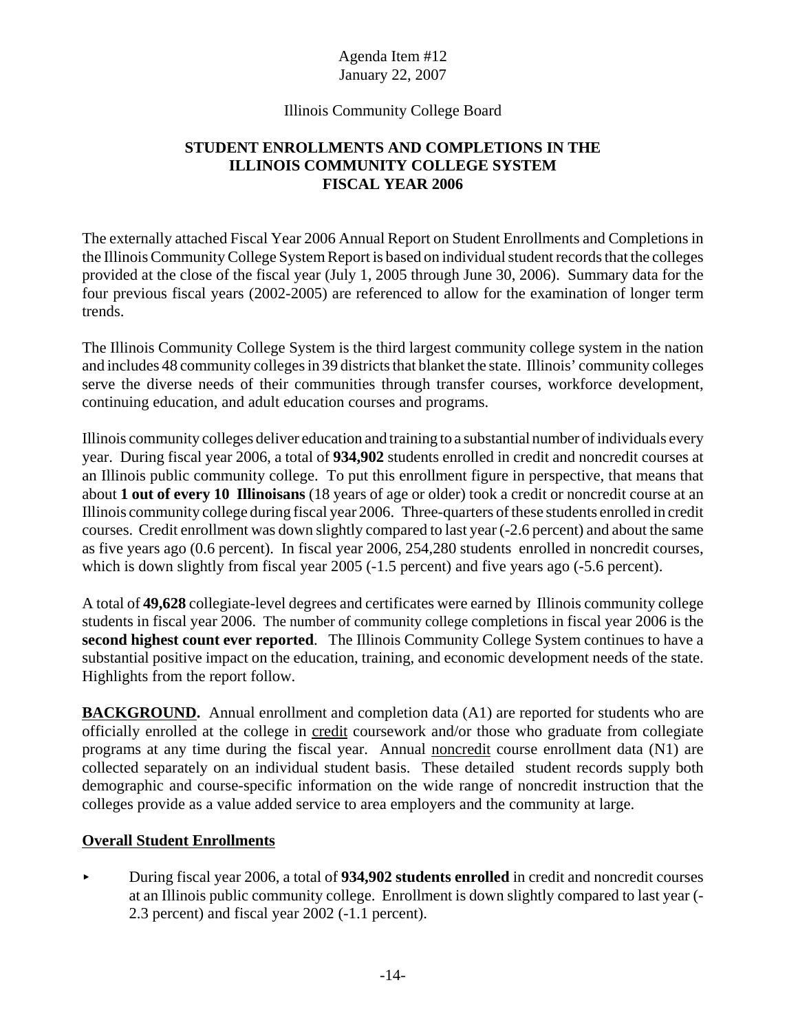Agenda Item #12
January 22, 2007

Illinois Community College Board

**STUDENT ENROLLMENTS AND COMPLETIONS IN THE ILLINOIS COMMUNITY COLLEGE SYSTEM FISCAL YEAR 2006**

The externally attached Fiscal Year 2006 Annual Report on Student Enrollments and Completions in the Illinois Community College System Report is based on individual student records that the colleges provided at the close of the fiscal year (July 1, 2005 through June 30, 2006). Summary data for the four previous fiscal years (2002-2005) are referenced to allow for the examination of longer term trends.

The Illinois Community College System is the third largest community college system in the nation and includes 48 community colleges in 39 districts that blanket the state. Illinois' community colleges serve the diverse needs of their communities through transfer courses, workforce development, continuing education, and adult education courses and programs.

Illinois community colleges deliver education and training to a substantial number of individuals every year. During fiscal year 2006, a total of **934,902** students enrolled in credit and noncredit courses at an Illinois public community college. To put this enrollment figure in perspective, that means that about **1 out of every 10 Illinoisans** (18 years of age or older) took a credit or noncredit course at an Illinois community college during fiscal year 2006. Three-quarters of these students enrolled in credit courses. Credit enrollment was down slightly compared to last year (-2.6 percent) and about the same as five years ago (0.6 percent). In fiscal year 2006, 254,280 students enrolled in noncredit courses, which is down slightly from fiscal year 2005 (-1.5 percent) and five years ago (-5.6 percent).

A total of **49,628** collegiate-level degrees and certificates were earned by Illinois community college students in fiscal year 2006. The number of community college completions in fiscal year 2006 is the **second highest count ever reported**. The Illinois Community College System continues to have a substantial positive impact on the education, training, and economic development needs of the state. Highlights from the report follow.

**BACKGROUND.** Annual enrollment and completion data (A1) are reported for students who are officially enrolled at the college in credit coursework and/or those who graduate from collegiate programs at any time during the fiscal year. Annual noncredit course enrollment data (N1) are collected separately on an individual student basis. These detailed student records supply both demographic and course-specific information on the wide range of noncredit instruction that the colleges provide as a value added service to area employers and the community at large.

**Overall Student Enrollments**

- During fiscal year 2006, a total of **934,902 students enrolled** in credit and noncredit courses at an Illinois public community college. Enrollment is down slightly compared to last year (-2.3 percent) and fiscal year 2002 (-1.1 percent).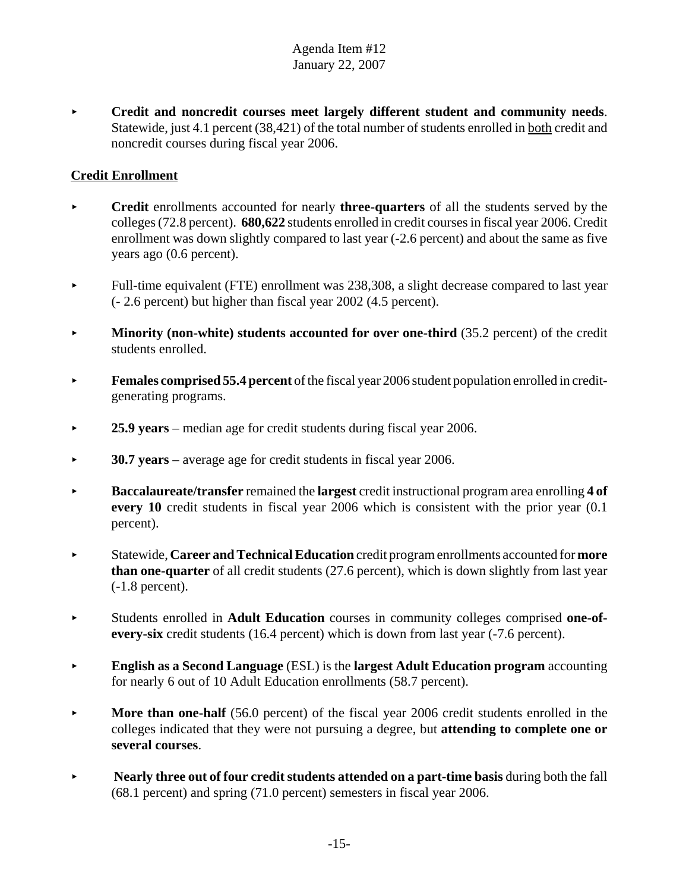- **Credit and noncredit courses meet largely different student and community needs**. Statewide, just 4.1 percent (38,421) of the total number of students enrolled in both credit and noncredit courses during fiscal year 2006.

**Credit Enrollment**

- **Credit** enrollments accounted for nearly **three-quarters** of all the students served by the colleges (72.8 percent). **680,622** students enrolled in credit courses in fiscal year 2006. Credit enrollment was down slightly compared to last year (-2.6 percent) and about the same as five years ago (0.6 percent).
- Full-time equivalent (FTE) enrollment was 238,308, a slight decrease compared to last year (- 2.6 percent) but higher than fiscal year 2002 (4.5 percent).
- **Minority (non-white) students accounted for over one-third** (35.2 percent) of the credit students enrolled.
- **Females comprised 55.4 percent** of the fiscal year 2006 student population enrolled in credit-generating programs.
- **25.9 years** – median age for credit students during fiscal year 2006.
- **30.7 years** – average age for credit students in fiscal year 2006.
- **Baccalaureate/transfer** remained the **largest** credit instructional program area enrolling **4 of every 10** credit students in fiscal year 2006 which is consistent with the prior year (0.1 percent).
- Statewide, **Career and Technical Education** credit program enrollments accounted for **more than one-quarter** of all credit students (27.6 percent), which is down slightly from last year (-1.8 percent).
- Students enrolled in **Adult Education** courses in community colleges comprised **one-of-every-six** credit students (16.4 percent) which is down from last year (-7.6 percent).
- **English as a Second Language** (ESL) is the **largest Adult Education program** accounting for nearly 6 out of 10 Adult Education enrollments (58.7 percent).
- **More than one-half** (56.0 percent) of the fiscal year 2006 credit students enrolled in the colleges indicated that they were not pursuing a degree, but **attending to complete one or several courses**.
- **Nearly three out of four credit students attended on a part-time basis** during both the fall (68.1 percent) and spring (71.0 percent) semesters in fiscal year 2006.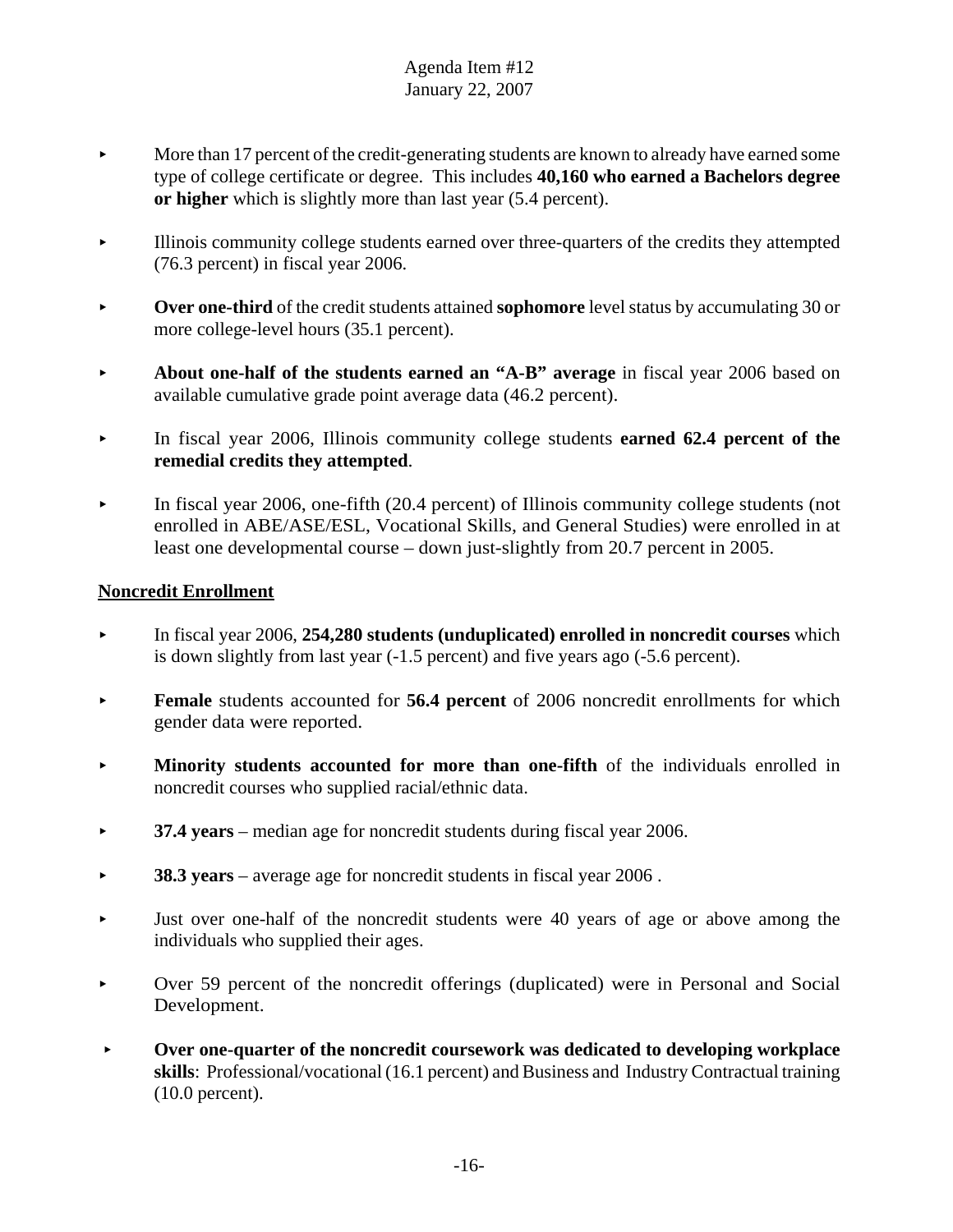- More than 17 percent of the credit-generating students are known to already have earned some type of college certificate or degree. This includes **40,160 who earned a Bachelors degree or higher** which is slightly more than last year (5.4 percent).

- Illinois community college students earned over three-quarters of the credits they attempted (76.3 percent) in fiscal year 2006.

- **Over one-third** of the credit students attained **sophomore** level status by accumulating 30 or more college-level hours (35.1 percent).

- **About one-half of the students earned an "A-B" average** in fiscal year 2006 based on available cumulative grade point average data (46.2 percent).

- In fiscal year 2006, Illinois community college students **earned 62.4 percent of the remedial credits they attempted**.

- In fiscal year 2006, one-fifth (20.4 percent) of Illinois community college students (not enrolled in ABE/ASE/ESL, Vocational Skills, and General Studies) were enrolled in at least one developmental course – down just-slightly from 20.7 percent in 2005.

**Noncredit Enrollment**

- In fiscal year 2006, **254,280 students (unduplicated) enrolled in noncredit courses** which is down slightly from last year (-1.5 percent) and five years ago (-5.6 percent).

- **Female** students accounted for **56.4 percent** of 2006 noncredit enrollments for which gender data were reported.

- **Minority students accounted for more than one-fifth** of the individuals enrolled in noncredit courses who supplied racial/ethnic data.

- **37.4 years** – median age for noncredit students during fiscal year 2006.

- **38.3 years** – average age for noncredit students in fiscal year 2006 .

- Just over one-half of the noncredit students were 40 years of age or above among the individuals who supplied their ages.

- Over 59 percent of the noncredit offerings (duplicated) were in Personal and Social Development.

- **Over one-quarter of the noncredit coursework was dedicated to developing workplace skills**: Professional/vocational (16.1 percent) and Business and Industry Contractual training (10.0 percent).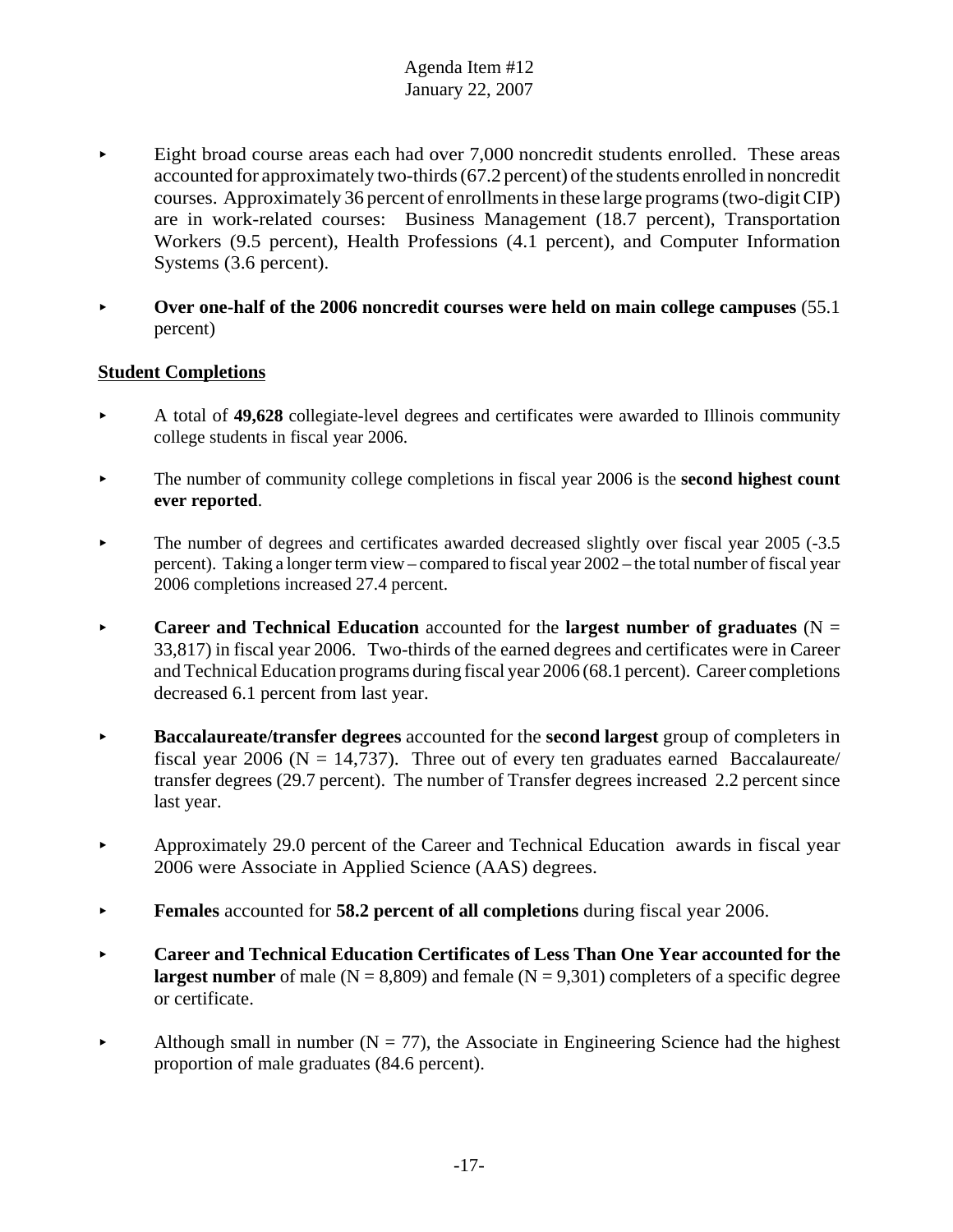- Eight broad course areas each had over 7,000 noncredit students enrolled. These areas accounted for approximately two-thirds (67.2 percent) of the students enrolled in noncredit courses. Approximately 36 percent of enrollments in these large programs (two-digit CIP) are in work-related courses: Business Management (18.7 percent), Transportation Workers (9.5 percent), Health Professions (4.1 percent), and Computer Information Systems (3.6 percent).

- **Over one-half of the 2006 noncredit courses were held on main college campuses** (55.1 percent)

**Student Completions**

- A total of **49,628** collegiate-level degrees and certificates were awarded to Illinois community college students in fiscal year 2006.

- The number of community college completions in fiscal year 2006 is the **second highest count ever reported**.

- The number of degrees and certificates awarded decreased slightly over fiscal year 2005 (-3.5 percent). Taking a longer term view – compared to fiscal year 2002 – the total number of fiscal year 2006 completions increased 27.4 percent.

- **Career and Technical Education** accounted for the **largest number of graduates** (N = 33,817) in fiscal year 2006. Two-thirds of the earned degrees and certificates were in Career and Technical Education programs during fiscal year 2006 (68.1 percent). Career completions decreased 6.1 percent from last year.

- **Baccalaureate/transfer degrees** accounted for the **second largest** group of completers in fiscal year 2006 (N = 14,737). Three out of every ten graduates earned Baccalaureate/ transfer degrees (29.7 percent). The number of Transfer degrees increased 2.2 percent since last year.

- Approximately 29.0 percent of the Career and Technical Education awards in fiscal year 2006 were Associate in Applied Science (AAS) degrees.

- **Females** accounted for **58.2 percent of all completions** during fiscal year 2006.

- **Career and Technical Education Certificates of Less Than One Year accounted for the largest number** of male (N = 8,809) and female (N = 9,301) completers of a specific degree or certificate.

- Although small in number (N = 77), the Associate in Engineering Science had the highest proportion of male graduates (84.6 percent).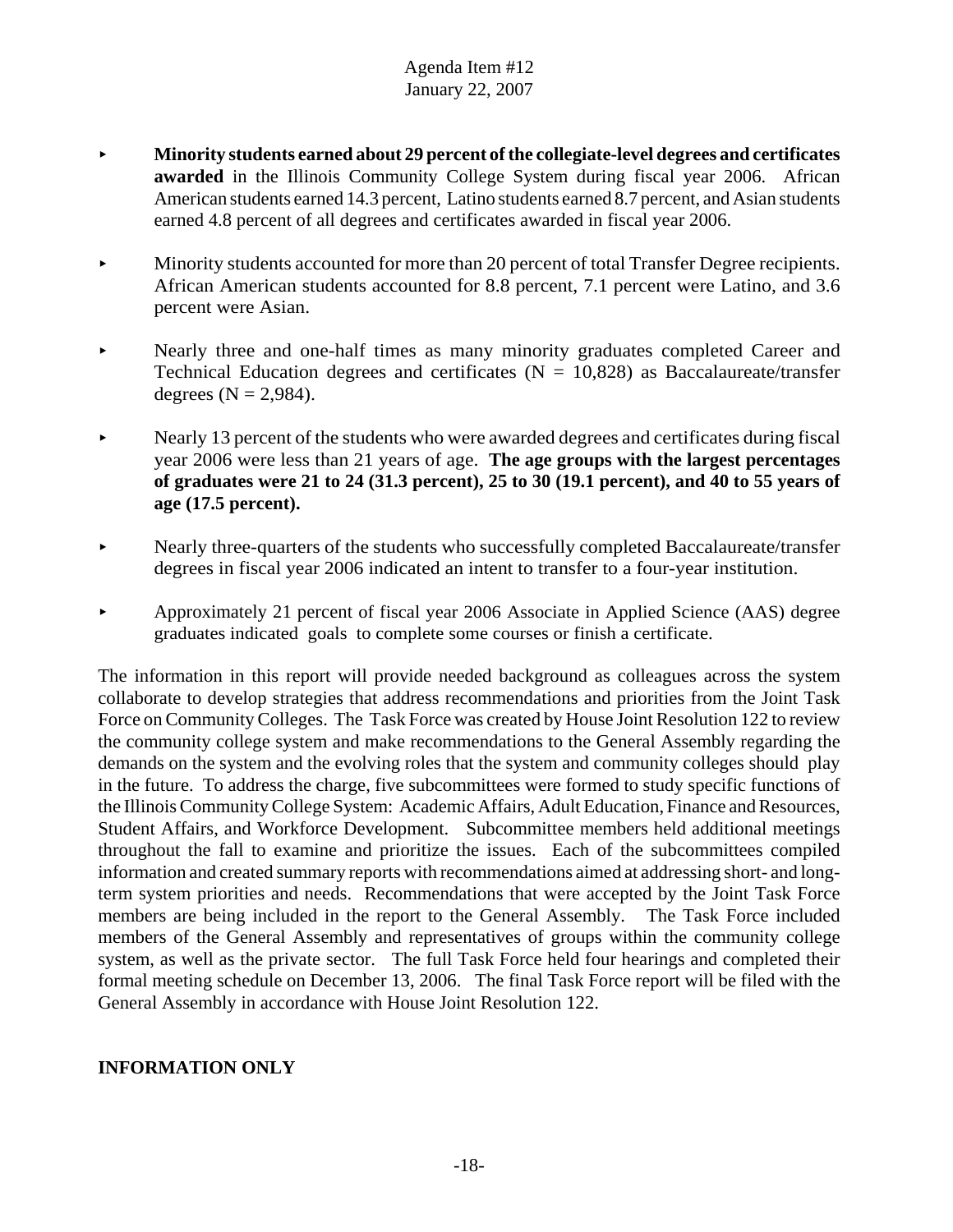- **Minority students earned about 29 percent of the collegiate-level degrees and certificates awarded** in the Illinois Community College System during fiscal year 2006. African American students earned 14.3 percent, Latino students earned 8.7 percent, and Asian students earned 4.8 percent of all degrees and certificates awarded in fiscal year 2006.

- Minority students accounted for more than 20 percent of total Transfer Degree recipients. African American students accounted for 8.8 percent, 7.1 percent were Latino, and 3.6 percent were Asian.

- Nearly three and one-half times as many minority graduates completed Career and Technical Education degrees and certificates (N = 10,828) as Baccalaureate/transfer degrees (N = 2,984).

- Nearly 13 percent of the students who were awarded degrees and certificates during fiscal year 2006 were less than 21 years of age. **The age groups with the largest percentages of graduates were 21 to 24 (31.3 percent), 25 to 30 (19.1 percent), and 40 to 55 years of age (17.5 percent).**

- Nearly three-quarters of the students who successfully completed Baccalaureate/transfer degrees in fiscal year 2006 indicated an intent to transfer to a four-year institution.

- Approximately 21 percent of fiscal year 2006 Associate in Applied Science (AAS) degree graduates indicated goals to complete some courses or finish a certificate.

The information in this report will provide needed background as colleagues across the system collaborate to develop strategies that address recommendations and priorities from the Joint Task Force on Community Colleges. The Task Force was created by House Joint Resolution 122 to review the community college system and make recommendations to the General Assembly regarding the demands on the system and the evolving roles that the system and community colleges should play in the future. To address the charge, five subcommittees were formed to study specific functions of the Illinois Community College System: Academic Affairs, Adult Education, Finance and Resources, Student Affairs, and Workforce Development. Subcommittee members held additional meetings throughout the fall to examine and prioritize the issues. Each of the subcommittees compiled information and created summary reports with recommendations aimed at addressing short- and long-term system priorities and needs. Recommendations that were accepted by the Joint Task Force members are being included in the report to the General Assembly. The Task Force included members of the General Assembly and representatives of groups within the community college system, as well as the private sector. The full Task Force held four hearings and completed their formal meeting schedule on December 13, 2006. The final Task Force report will be filed with the General Assembly in accordance with House Joint Resolution 122.

**INFORMATION ONLY**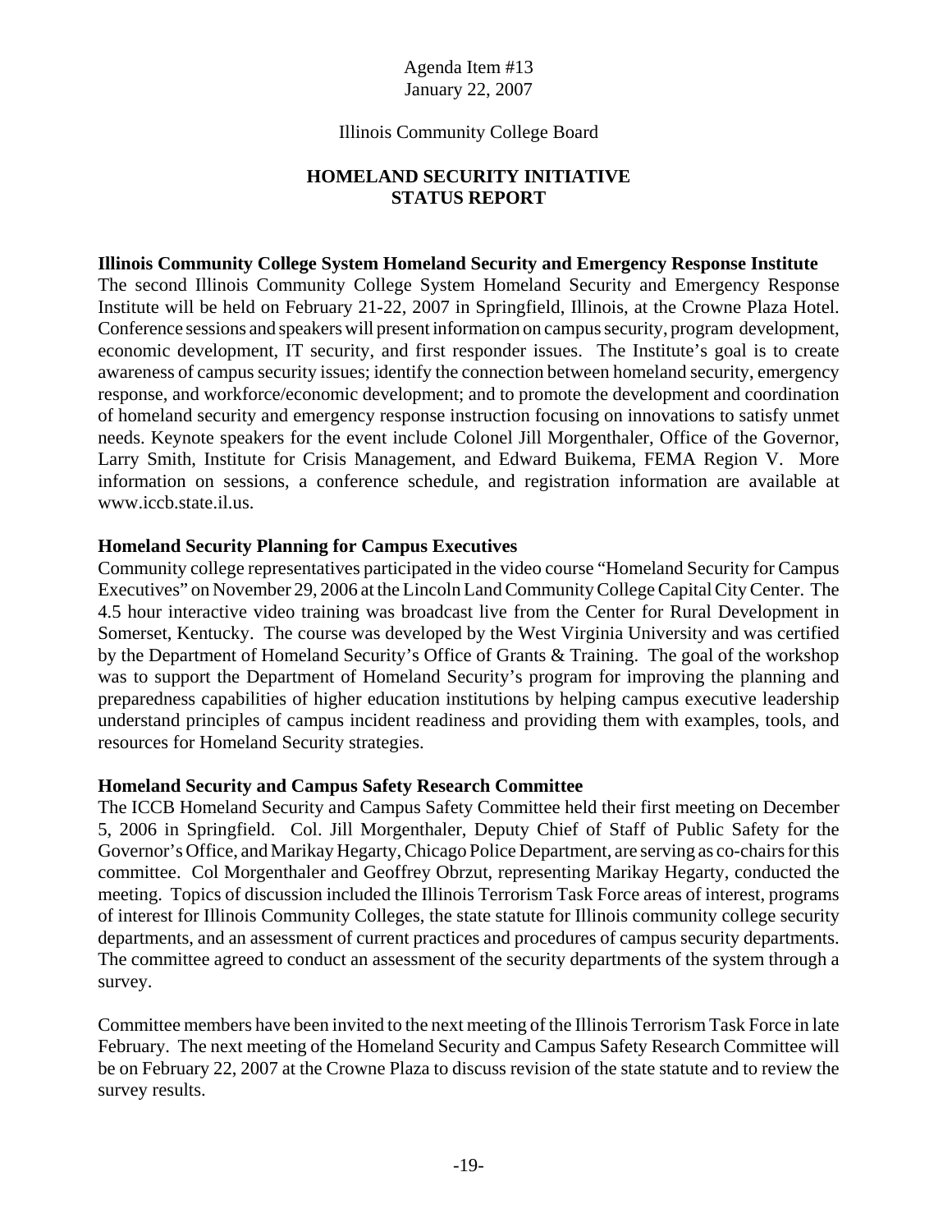Agenda Item #13
January 22, 2007

Illinois Community College Board

# HOMELAND SECURITY INITIATIVE STATUS REPORT

**Illinois Community College System Homeland Security and Emergency Response Institute**

The second Illinois Community College System Homeland Security and Emergency Response Institute will be held on February 21-22, 2007 in Springfield, Illinois, at the Crowne Plaza Hotel. Conference sessions and speakers will present information on campus security, program development, economic development, IT security, and first responder issues. The Institute's goal is to create awareness of campus security issues; identify the connection between homeland security, emergency response, and workforce/economic development; and to promote the development and coordination of homeland security and emergency response instruction focusing on innovations to satisfy unmet needs. Keynote speakers for the event include Colonel Jill Morgenthaler, Office of the Governor, Larry Smith, Institute for Crisis Management, and Edward Buikema, FEMA Region V. More information on sessions, a conference schedule, and registration information are available at www.iccb.state.il.us.

**Homeland Security Planning for Campus Executives**

Community college representatives participated in the video course "Homeland Security for Campus Executives" on November 29, 2006 at the Lincoln Land Community College Capital City Center. The 4.5 hour interactive video training was broadcast live from the Center for Rural Development in Somerset, Kentucky. The course was developed by the West Virginia University and was certified by the Department of Homeland Security's Office of Grants & Training. The goal of the workshop was to support the Department of Homeland Security's program for improving the planning and preparedness capabilities of higher education institutions by helping campus executive leadership understand principles of campus incident readiness and providing them with examples, tools, and resources for Homeland Security strategies.

**Homeland Security and Campus Safety Research Committee**

The ICCB Homeland Security and Campus Safety Committee held their first meeting on December 5, 2006 in Springfield. Col. Jill Morgenthaler, Deputy Chief of Staff of Public Safety for the Governor's Office, and Marikay Hegarty, Chicago Police Department, are serving as co-chairs for this committee. Col Morgenthaler and Geoffrey Obrzut, representing Marikay Hegarty, conducted the meeting. Topics of discussion included the Illinois Terrorism Task Force areas of interest, programs of interest for Illinois Community Colleges, the state statute for Illinois community college security departments, and an assessment of current practices and procedures of campus security departments. The committee agreed to conduct an assessment of the security departments of the system through a survey.

Committee members have been invited to the next meeting of the Illinois Terrorism Task Force in late February. The next meeting of the Homeland Security and Campus Safety Research Committee will be on February 22, 2007 at the Crowne Plaza to discuss revision of the state statute and to review the survey results.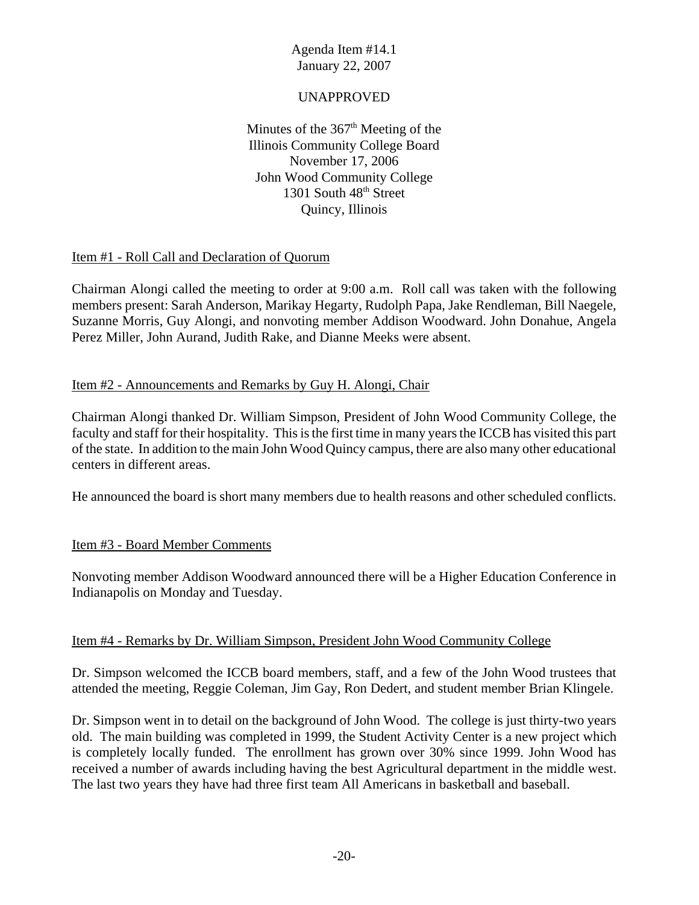Agenda Item #14.1
January 22, 2007

UNAPPROVED

Minutes of the 367th Meeting of the
Illinois Community College Board
November 17, 2006
John Wood Community College
1301 South 48th Street
Quincy, Illinois

Item #1 - Roll Call and Declaration of Quorum

Chairman Alongi called the meeting to order at 9:00 a.m. Roll call was taken with the following members present: Sarah Anderson, Marikay Hegarty, Rudolph Papa, Jake Rendleman, Bill Naegele, Suzanne Morris, Guy Alongi, and nonvoting member Addison Woodward. John Donahue, Angela Perez Miller, John Aurand, Judith Rake, and Dianne Meeks were absent.

Item #2 - Announcements and Remarks by Guy H. Alongi, Chair

Chairman Alongi thanked Dr. William Simpson, President of John Wood Community College, the faculty and staff for their hospitality. This is the first time in many years the ICCB has visited this part of the state. In addition to the main John Wood Quincy campus, there are also many other educational centers in different areas.

He announced the board is short many members due to health reasons and other scheduled conflicts.

Item #3 - Board Member Comments

Nonvoting member Addison Woodward announced there will be a Higher Education Conference in Indianapolis on Monday and Tuesday.

Item #4 - Remarks by Dr. William Simpson, President John Wood Community College

Dr. Simpson welcomed the ICCB board members, staff, and a few of the John Wood trustees that attended the meeting, Reggie Coleman, Jim Gay, Ron Dedert, and student member Brian Klingele.

Dr. Simpson went in to detail on the background of John Wood. The college is just thirty-two years old. The main building was completed in 1999, the Student Activity Center is a new project which is completely locally funded. The enrollment has grown over 30% since 1999. John Wood has received a number of awards including having the best Agricultural department in the middle west. The last two years they have had three first team All Americans in basketball and baseball.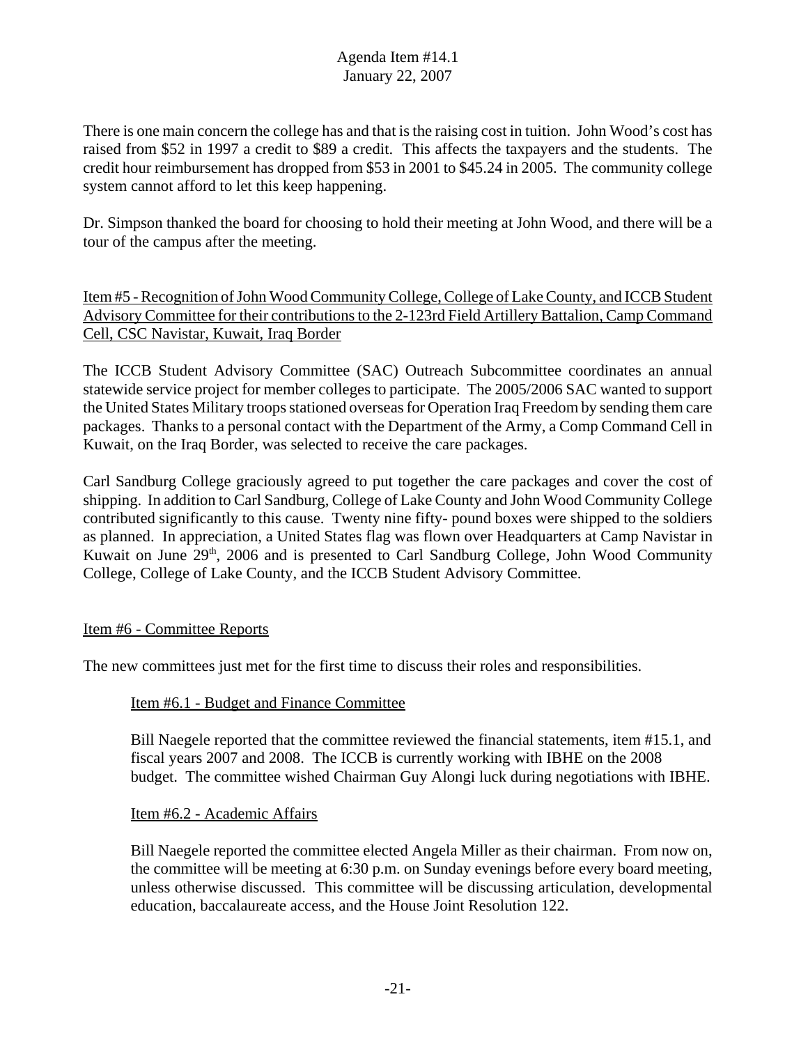There is one main concern the college has and that is the raising cost in tuition. John Wood's cost has raised from $52 in 1997 a credit to $89 a credit. This affects the taxpayers and the students. The credit hour reimbursement has dropped from $53 in 2001 to $45.24 in 2005. The community college system cannot afford to let this keep happening.

Dr. Simpson thanked the board for choosing to hold their meeting at John Wood, and there will be a tour of the campus after the meeting.

Item #5 - Recognition of John Wood Community College, College of Lake County, and ICCB Student Advisory Committee for their contributions to the 2-123rd Field Artillery Battalion, Camp Command Cell, CSC Navistar, Kuwait, Iraq Border

The ICCB Student Advisory Committee (SAC) Outreach Subcommittee coordinates an annual statewide service project for member colleges to participate. The 2005/2006 SAC wanted to support the United States Military troops stationed overseas for Operation Iraq Freedom by sending them care packages. Thanks to a personal contact with the Department of the Army, a Comp Command Cell in Kuwait, on the Iraq Border, was selected to receive the care packages.

Carl Sandburg College graciously agreed to put together the care packages and cover the cost of shipping. In addition to Carl Sandburg, College of Lake County and John Wood Community College contributed significantly to this cause. Twenty nine fifty- pound boxes were shipped to the soldiers as planned. In appreciation, a United States flag was flown over Headquarters at Camp Navistar in Kuwait on June 29th, 2006 and is presented to Carl Sandburg College, John Wood Community College, College of Lake County, and the ICCB Student Advisory Committee.

Item #6 - Committee Reports

The new committees just met for the first time to discuss their roles and responsibilities.

Item #6.1 - Budget and Finance Committee

Bill Naegele reported that the committee reviewed the financial statements, item #15.1, and fiscal years 2007 and 2008. The ICCB is currently working with IBHE on the 2008 budget. The committee wished Chairman Guy Alongi luck during negotiations with IBHE.

Item #6.2 - Academic Affairs

Bill Naegele reported the committee elected Angela Miller as their chairman. From now on, the committee will be meeting at 6:30 p.m. on Sunday evenings before every board meeting, unless otherwise discussed. This committee will be discussing articulation, developmental education, baccalaureate access, and the House Joint Resolution 122.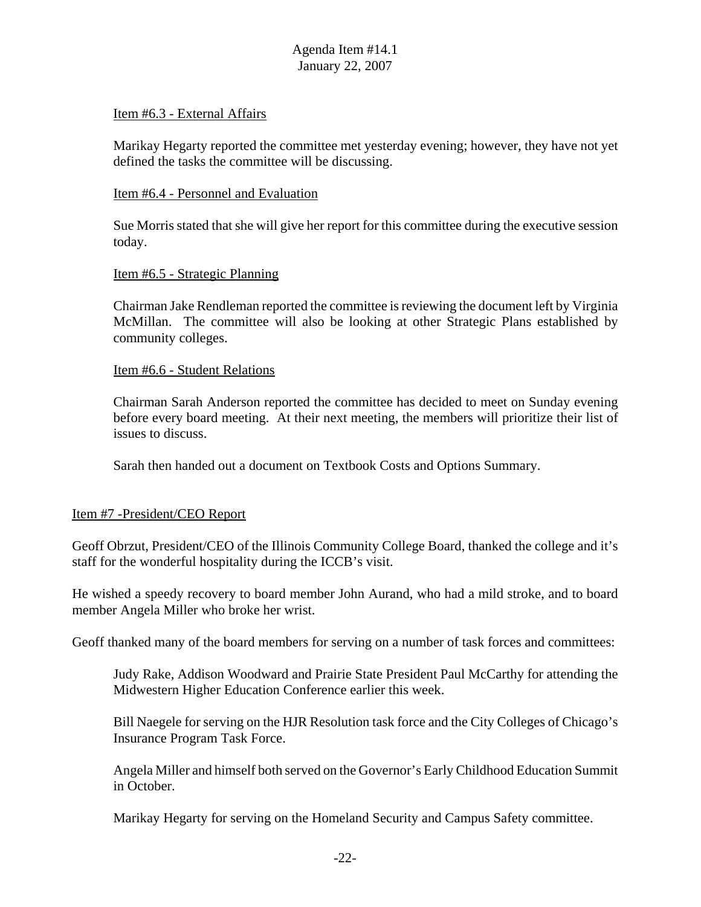Item #6.3 - External Affairs

Marikay Hegarty reported the committee met yesterday evening; however, they have not yet defined the tasks the committee will be discussing.

Item #6.4 - Personnel and Evaluation

Sue Morris stated that she will give her report for this committee during the executive session today.

Item #6.5 - Strategic Planning

Chairman Jake Rendleman reported the committee is reviewing the document left by Virginia McMillan. The committee will also be looking at other Strategic Plans established by community colleges.

Item #6.6 - Student Relations

Chairman Sarah Anderson reported the committee has decided to meet on Sunday evening before every board meeting. At their next meeting, the members will prioritize their list of issues to discuss.

Sarah then handed out a document on Textbook Costs and Options Summary.

Item #7 -President/CEO Report

Geoff Obrzut, President/CEO of the Illinois Community College Board, thanked the college and it's staff for the wonderful hospitality during the ICCB's visit.

He wished a speedy recovery to board member John Aurand, who had a mild stroke, and to board member Angela Miller who broke her wrist.

Geoff thanked many of the board members for serving on a number of task forces and committees:

Judy Rake, Addison Woodward and Prairie State President Paul McCarthy for attending the Midwestern Higher Education Conference earlier this week.

Bill Naegele for serving on the HJR Resolution task force and the City Colleges of Chicago's Insurance Program Task Force.

Angela Miller and himself both served on the Governor's Early Childhood Education Summit in October.

Marikay Hegarty for serving on the Homeland Security and Campus Safety committee.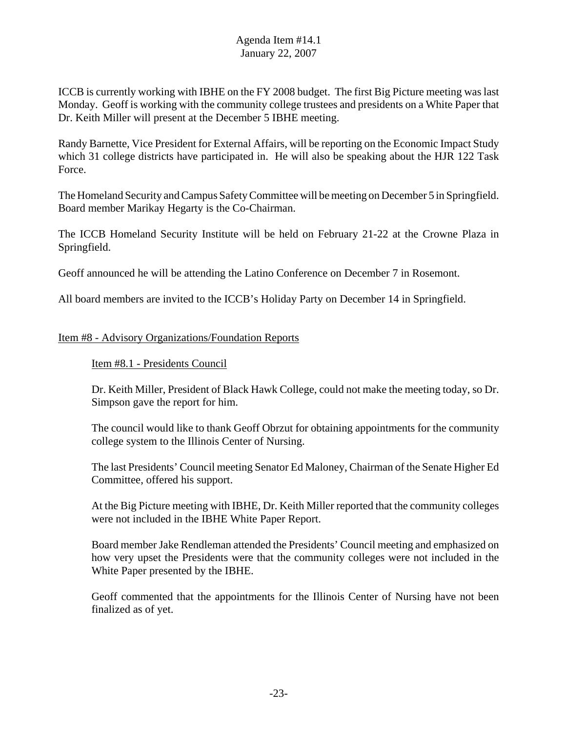ICCB is currently working with IBHE on the FY 2008 budget. The first Big Picture meeting was last Monday. Geoff is working with the community college trustees and presidents on a White Paper that Dr. Keith Miller will present at the December 5 IBHE meeting.

Randy Barnette, Vice President for External Affairs, will be reporting on the Economic Impact Study which 31 college districts have participated in. He will also be speaking about the HJR 122 Task Force.

The Homeland Security and Campus Safety Committee will be meeting on December 5 in Springfield. Board member Marikay Hegarty is the Co-Chairman.

The ICCB Homeland Security Institute will be held on February 21-22 at the Crowne Plaza in Springfield.

Geoff announced he will be attending the Latino Conference on December 7 in Rosemont.

All board members are invited to the ICCB's Holiday Party on December 14 in Springfield.

## Item #8 - Advisory Organizations/Foundation Reports

### Item #8.1 - Presidents Council

Dr. Keith Miller, President of Black Hawk College, could not make the meeting today, so Dr. Simpson gave the report for him.

The council would like to thank Geoff Obrzut for obtaining appointments for the community college system to the Illinois Center of Nursing.

The last Presidents' Council meeting Senator Ed Maloney, Chairman of the Senate Higher Ed Committee, offered his support.

At the Big Picture meeting with IBHE, Dr. Keith Miller reported that the community colleges were not included in the IBHE White Paper Report.

Board member Jake Rendleman attended the Presidents' Council meeting and emphasized on how very upset the Presidents were that the community colleges were not included in the White Paper presented by the IBHE.

Geoff commented that the appointments for the Illinois Center of Nursing have not been finalized as of yet.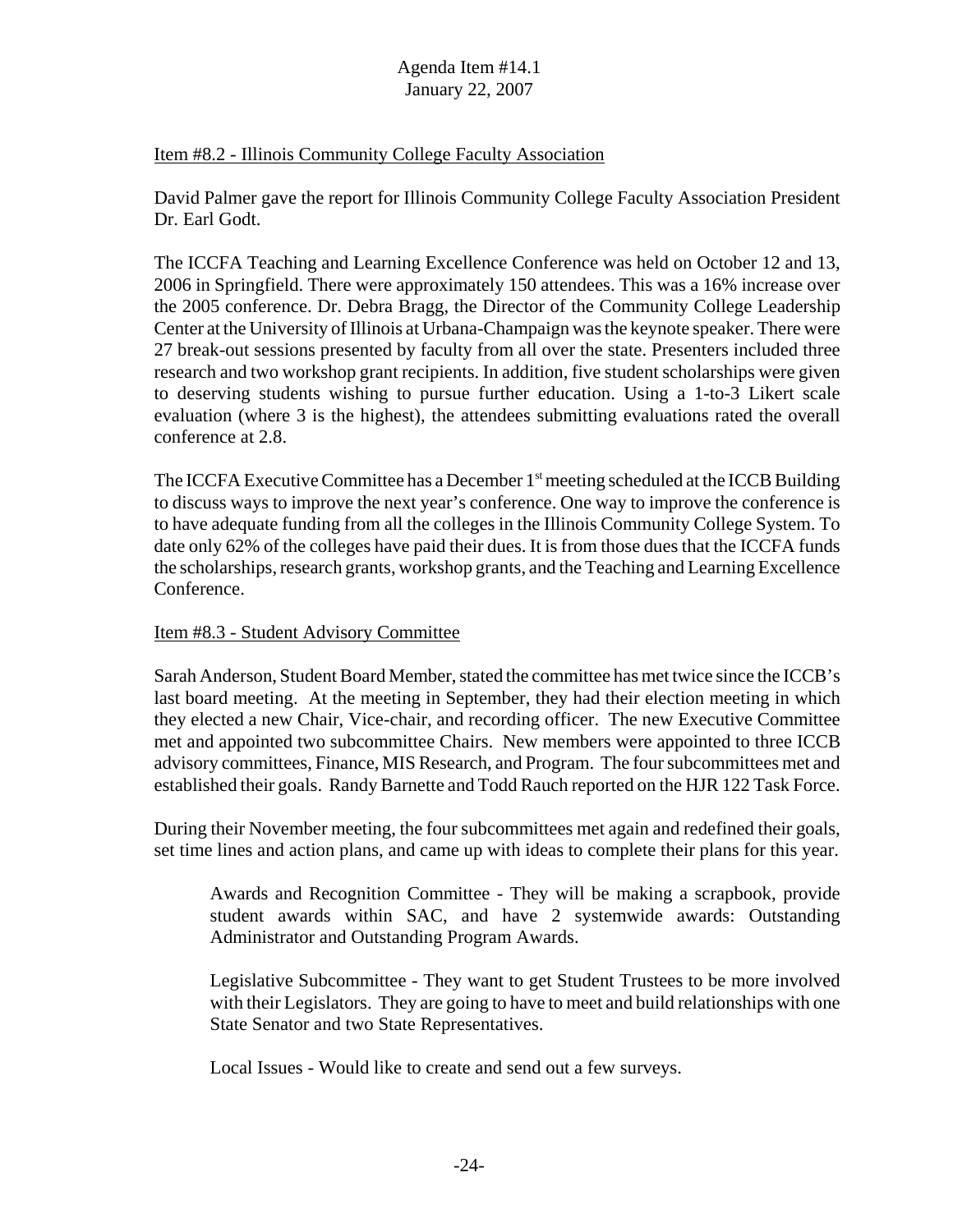Item #8.2 - Illinois Community College Faculty Association

David Palmer gave the report for Illinois Community College Faculty Association President Dr. Earl Godt.

The ICCFA Teaching and Learning Excellence Conference was held on October 12 and 13, 2006 in Springfield. There were approximately 150 attendees. This was a 16% increase over the 2005 conference. Dr. Debra Bragg, the Director of the Community College Leadership Center at the University of Illinois at Urbana-Champaign was the keynote speaker. There were 27 break-out sessions presented by faculty from all over the state. Presenters included three research and two workshop grant recipients. In addition, five student scholarships were given to deserving students wishing to pursue further education. Using a 1-to-3 Likert scale evaluation (where 3 is the highest), the attendees submitting evaluations rated the overall conference at 2.8.

The ICCFA Executive Committee has a December 1st meeting scheduled at the ICCB Building to discuss ways to improve the next year's conference. One way to improve the conference is to have adequate funding from all the colleges in the Illinois Community College System. To date only 62% of the colleges have paid their dues. It is from those dues that the ICCFA funds the scholarships, research grants, workshop grants, and the Teaching and Learning Excellence Conference.

Item #8.3 - Student Advisory Committee

Sarah Anderson, Student Board Member, stated the committee has met twice since the ICCB's last board meeting. At the meeting in September, they had their election meeting in which they elected a new Chair, Vice-chair, and recording officer. The new Executive Committee met and appointed two subcommittee Chairs. New members were appointed to three ICCB advisory committees, Finance, MIS Research, and Program. The four subcommittees met and established their goals. Randy Barnette and Todd Rauch reported on the HJR 122 Task Force.

During their November meeting, the four subcommittees met again and redefined their goals, set time lines and action plans, and came up with ideas to complete their plans for this year.

Awards and Recognition Committee - They will be making a scrapbook, provide student awards within SAC, and have 2 systemwide awards: Outstanding Administrator and Outstanding Program Awards.

Legislative Subcommittee - They want to get Student Trustees to be more involved with their Legislators. They are going to have to meet and build relationships with one State Senator and two State Representatives.

Local Issues - Would like to create and send out a few surveys.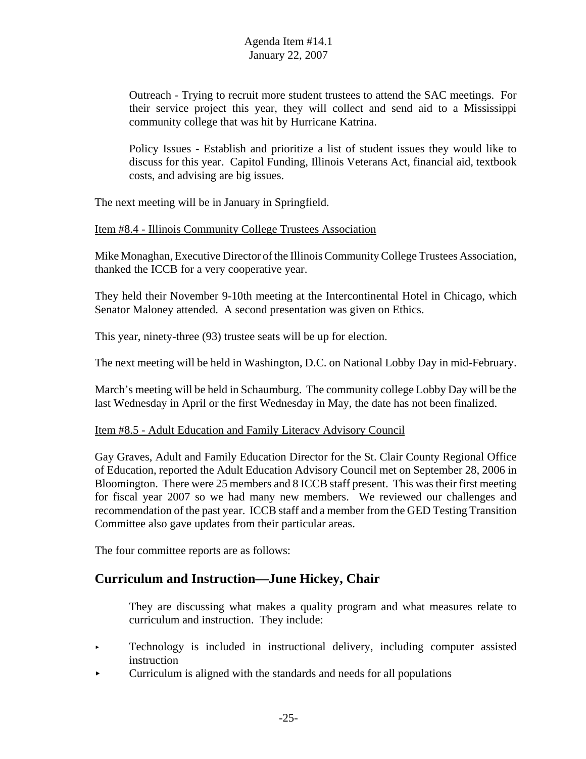Outreach - Trying to recruit more student trustees to attend the SAC meetings. For their service project this year, they will collect and send aid to a Mississippi community college that was hit by Hurricane Katrina.

Policy Issues - Establish and prioritize a list of student issues they would like to discuss for this year. Capitol Funding, Illinois Veterans Act, financial aid, textbook costs, and advising are big issues.

The next meeting will be in January in Springfield.

Item #8.4 - Illinois Community College Trustees Association

Mike Monaghan, Executive Director of the Illinois Community College Trustees Association, thanked the ICCB for a very cooperative year.

They held their November 9-10th meeting at the Intercontinental Hotel in Chicago, which Senator Maloney attended. A second presentation was given on Ethics.

This year, ninety-three (93) trustee seats will be up for election.

The next meeting will be held in Washington, D.C. on National Lobby Day in mid-February.

March's meeting will be held in Schaumburg. The community college Lobby Day will be the last Wednesday in April or the first Wednesday in May, the date has not been finalized.

Item #8.5 - Adult Education and Family Literacy Advisory Council

Gay Graves, Adult and Family Education Director for the St. Clair County Regional Office of Education, reported the Adult Education Advisory Council met on September 28, 2006 in Bloomington. There were 25 members and 8 ICCB staff present. This was their first meeting for fiscal year 2007 so we had many new members. We reviewed our challenges and recommendation of the past year. ICCB staff and a member from the GED Testing Transition Committee also gave updates from their particular areas.

The four committee reports are as follows:

## Curriculum and Instruction—June Hickey, Chair

They are discussing what makes a quality program and what measures relate to curriculum and instruction. They include:

- Technology is included in instructional delivery, including computer assisted instruction
- Curriculum is aligned with the standards and needs for all populations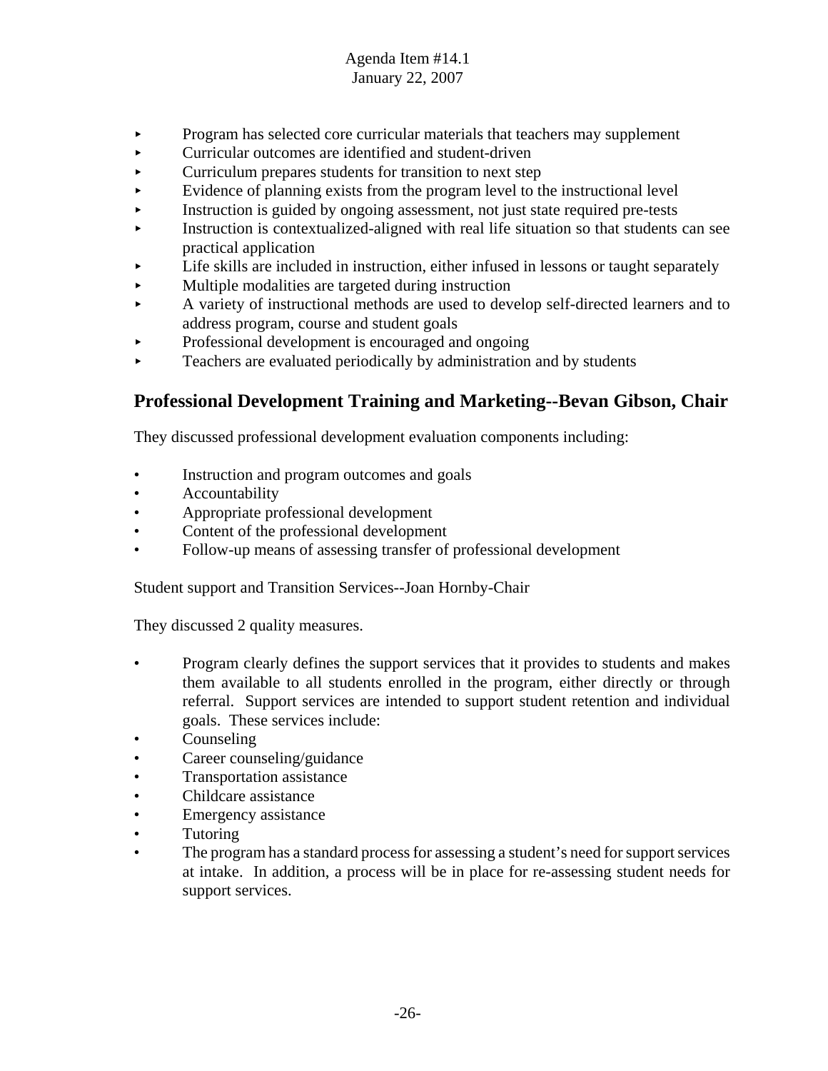- Program has selected core curricular materials that teachers may supplement
- Curricular outcomes are identified and student-driven
- Curriculum prepares students for transition to next step
- Evidence of planning exists from the program level to the instructional level
- Instruction is guided by ongoing assessment, not just state required pre-tests
- Instruction is contextualized-aligned with real life situation so that students can see practical application
- Life skills are included in instruction, either infused in lessons or taught separately
- Multiple modalities are targeted during instruction
- A variety of instructional methods are used to develop self-directed learners and to address program, course and student goals
- Professional development is encouraged and ongoing
- Teachers are evaluated periodically by administration and by students

## Professional Development Training and Marketing--Bevan Gibson, Chair

They discussed professional development evaluation components including:

- Instruction and program outcomes and goals
- Accountability
- Appropriate professional development
- Content of the professional development
- Follow-up means of assessing transfer of professional development

Student support and Transition Services--Joan Hornby-Chair

They discussed 2 quality measures.

- Program clearly defines the support services that it provides to students and makes them available to all students enrolled in the program, either directly or through referral. Support services are intended to support student retention and individual goals. These services include:
- Counseling
- Career counseling/guidance
- Transportation assistance
- Childcare assistance
- Emergency assistance
- Tutoring
- The program has a standard process for assessing a student's need for support services at intake. In addition, a process will be in place for re-assessing student needs for support services.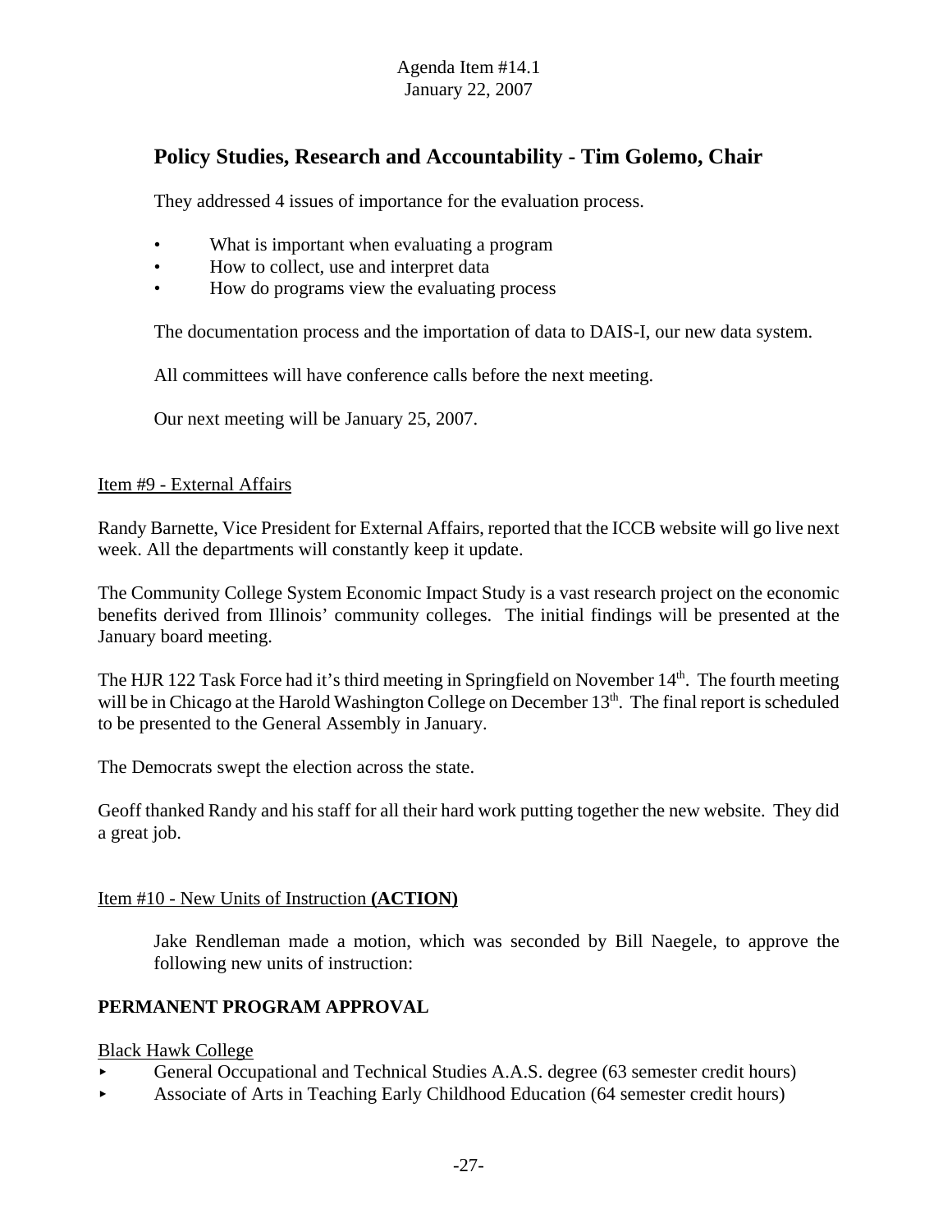Agenda Item #14.1
January 22, 2007

## Policy Studies, Research and Accountability - Tim Golemo, Chair

They addressed 4 issues of importance for the evaluation process.

- What is important when evaluating a program
- How to collect, use and interpret data
- How do programs view the evaluating process

The documentation process and the importation of data to DAIS-I, our new data system.

All committees will have conference calls before the next meeting.

Our next meeting will be January 25, 2007.

Item #9 - External Affairs

Randy Barnette, Vice President for External Affairs, reported that the ICCB website will go live next week. All the departments will constantly keep it update.

The Community College System Economic Impact Study is a vast research project on the economic benefits derived from Illinois' community colleges. The initial findings will be presented at the January board meeting.

The HJR 122 Task Force had it's third meeting in Springfield on November 14th. The fourth meeting will be in Chicago at the Harold Washington College on December 13th. The final report is scheduled to be presented to the General Assembly in January.

The Democrats swept the election across the state.

Geoff thanked Randy and his staff for all their hard work putting together the new website. They did a great job.

Item #10 - New Units of Instruction **(ACTION)**

Jake Rendleman made a motion, which was seconded by Bill Naegele, to approve the following new units of instruction:

**PERMANENT PROGRAM APPROVAL**

Black Hawk College

- General Occupational and Technical Studies A.A.S. degree (63 semester credit hours)
- Associate of Arts in Teaching Early Childhood Education (64 semester credit hours)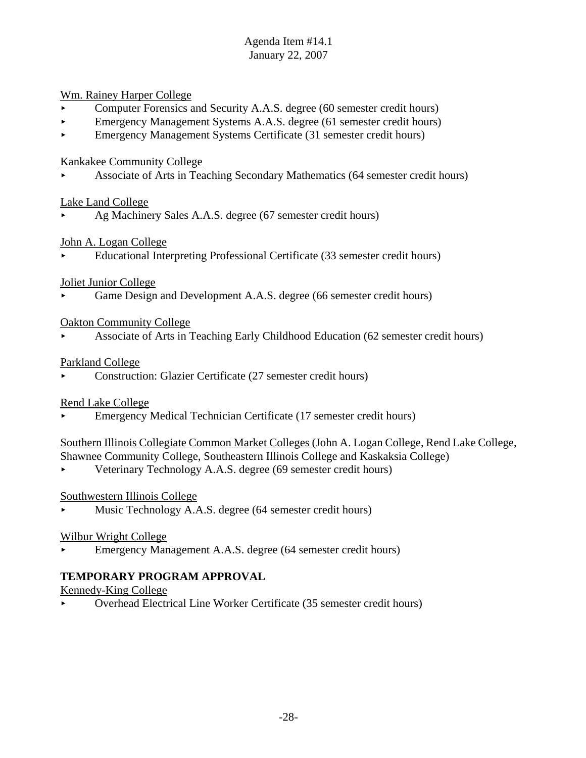Wm. Rainey Harper College

- Computer Forensics and Security A.A.S. degree (60 semester credit hours)
- Emergency Management Systems A.A.S. degree (61 semester credit hours)
- Emergency Management Systems Certificate (31 semester credit hours)

Kankakee Community College

- Associate of Arts in Teaching Secondary Mathematics (64 semester credit hours)

Lake Land College

- Ag Machinery Sales A.A.S. degree (67 semester credit hours)

John A. Logan College

- Educational Interpreting Professional Certificate (33 semester credit hours)

Joliet Junior College

- Game Design and Development A.A.S. degree (66 semester credit hours)

Oakton Community College

- Associate of Arts in Teaching Early Childhood Education (62 semester credit hours)

Parkland College

- Construction: Glazier Certificate (27 semester credit hours)

Rend Lake College

- Emergency Medical Technician Certificate (17 semester credit hours)

Southern Illinois Collegiate Common Market Colleges (John A. Logan College, Rend Lake College, Shawnee Community College, Southeastern Illinois College and Kaskaksia College)

- Veterinary Technology A.A.S. degree (69 semester credit hours)

Southwestern Illinois College

- Music Technology A.A.S. degree (64 semester credit hours)

Wilbur Wright College

- Emergency Management A.A.S. degree (64 semester credit hours)

**TEMPORARY PROGRAM APPROVAL**

Kennedy-King College

- Overhead Electrical Line Worker Certificate (35 semester credit hours)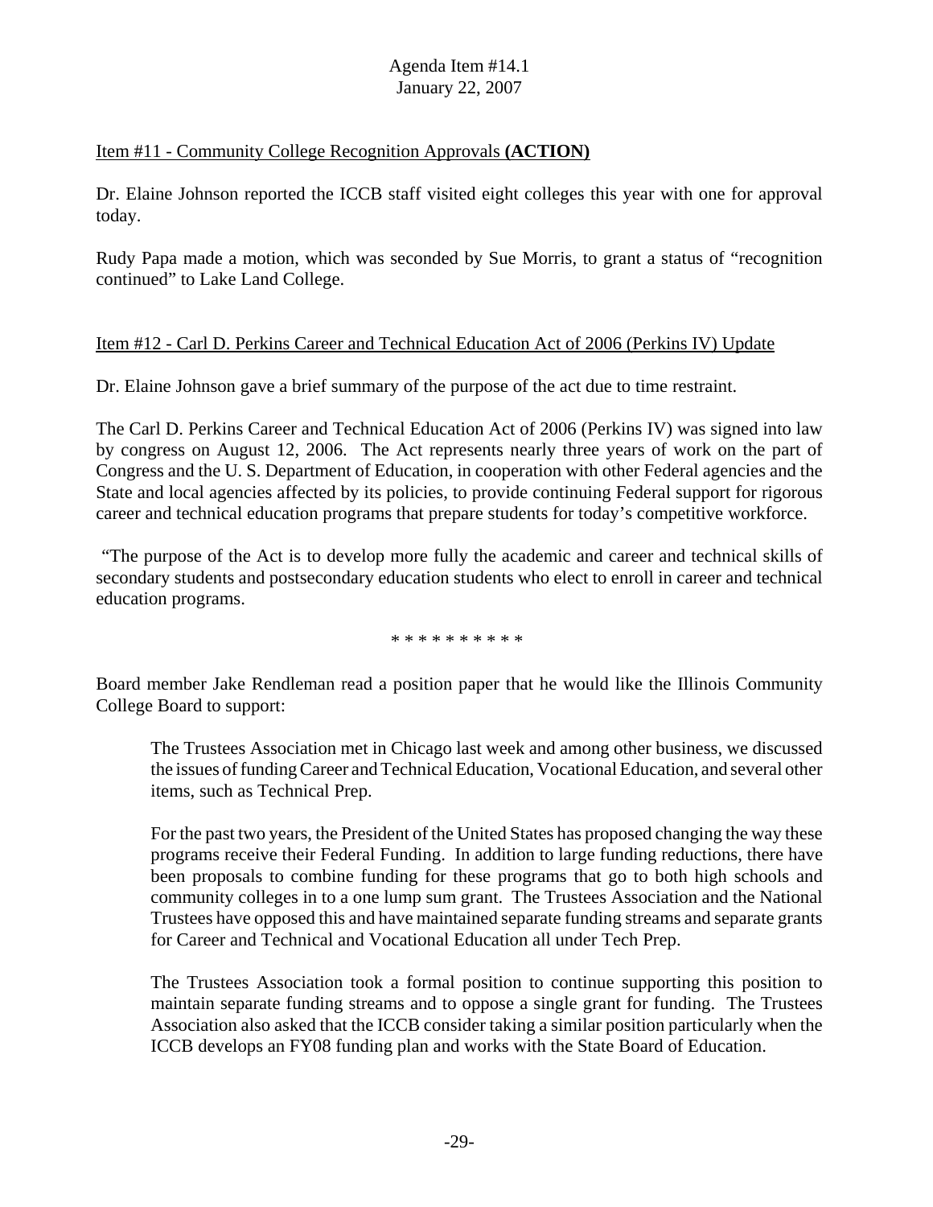Item #11 - Community College Recognition Approvals **(ACTION)**

Dr. Elaine Johnson reported the ICCB staff visited eight colleges this year with one for approval today.

Rudy Papa made a motion, which was seconded by Sue Morris, to grant a status of "recognition continued" to Lake Land College.

Item #12 - Carl D. Perkins Career and Technical Education Act of 2006 (Perkins IV) Update

Dr. Elaine Johnson gave a brief summary of the purpose of the act due to time restraint.

The Carl D. Perkins Career and Technical Education Act of 2006 (Perkins IV) was signed into law by congress on August 12, 2006. The Act represents nearly three years of work on the part of Congress and the U. S. Department of Education, in cooperation with other Federal agencies and the State and local agencies affected by its policies, to provide continuing Federal support for rigorous career and technical education programs that prepare students for today's competitive workforce.

"The purpose of the Act is to develop more fully the academic and career and technical skills of secondary students and postsecondary education students who elect to enroll in career and technical education programs.

\* \* \* \* \* \* \* \* \* \*

Board member Jake Rendleman read a position paper that he would like the Illinois Community College Board to support:

> The Trustees Association met in Chicago last week and among other business, we discussed the issues of funding Career and Technical Education, Vocational Education, and several other items, such as Technical Prep.
>
> For the past two years, the President of the United States has proposed changing the way these programs receive their Federal Funding. In addition to large funding reductions, there have been proposals to combine funding for these programs that go to both high schools and community colleges in to a one lump sum grant. The Trustees Association and the National Trustees have opposed this and have maintained separate funding streams and separate grants for Career and Technical and Vocational Education all under Tech Prep.
>
> The Trustees Association took a formal position to continue supporting this position to maintain separate funding streams and to oppose a single grant for funding. The Trustees Association also asked that the ICCB consider taking a similar position particularly when the ICCB develops an FY08 funding plan and works with the State Board of Education.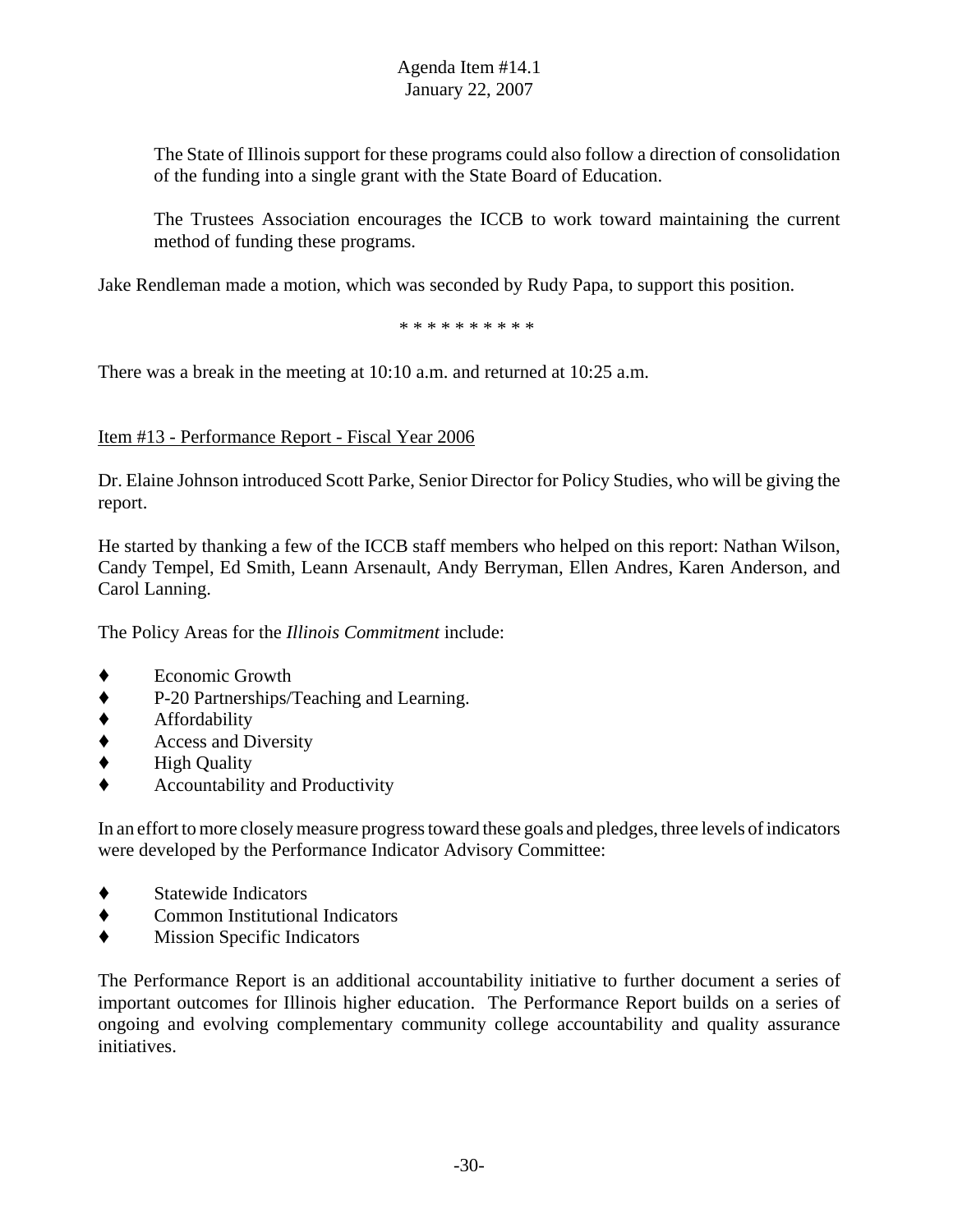The State of Illinois support for these programs could also follow a direction of consolidation of the funding into a single grant with the State Board of Education.

The Trustees Association encourages the ICCB to work toward maintaining the current method of funding these programs.

Jake Rendleman made a motion, which was seconded by Rudy Papa, to support this position.

\* \* \* \* \* \* \* \* \* \*

There was a break in the meeting at 10:10 a.m. and returned at 10:25 a.m.

Item #13 - Performance Report - Fiscal Year 2006

Dr. Elaine Johnson introduced Scott Parke, Senior Director for Policy Studies, who will be giving the report.

He started by thanking a few of the ICCB staff members who helped on this report: Nathan Wilson, Candy Tempel, Ed Smith, Leann Arsenault, Andy Berryman, Ellen Andres, Karen Anderson, and Carol Lanning.

The Policy Areas for the *Illinois Commitment* include:

- Economic Growth
- P-20 Partnerships/Teaching and Learning.
- Affordability
- Access and Diversity
- High Quality
- Accountability and Productivity

In an effort to more closely measure progress toward these goals and pledges, three levels of indicators were developed by the Performance Indicator Advisory Committee:

- Statewide Indicators
- Common Institutional Indicators
- Mission Specific Indicators

The Performance Report is an additional accountability initiative to further document a series of important outcomes for Illinois higher education. The Performance Report builds on a series of ongoing and evolving complementary community college accountability and quality assurance initiatives.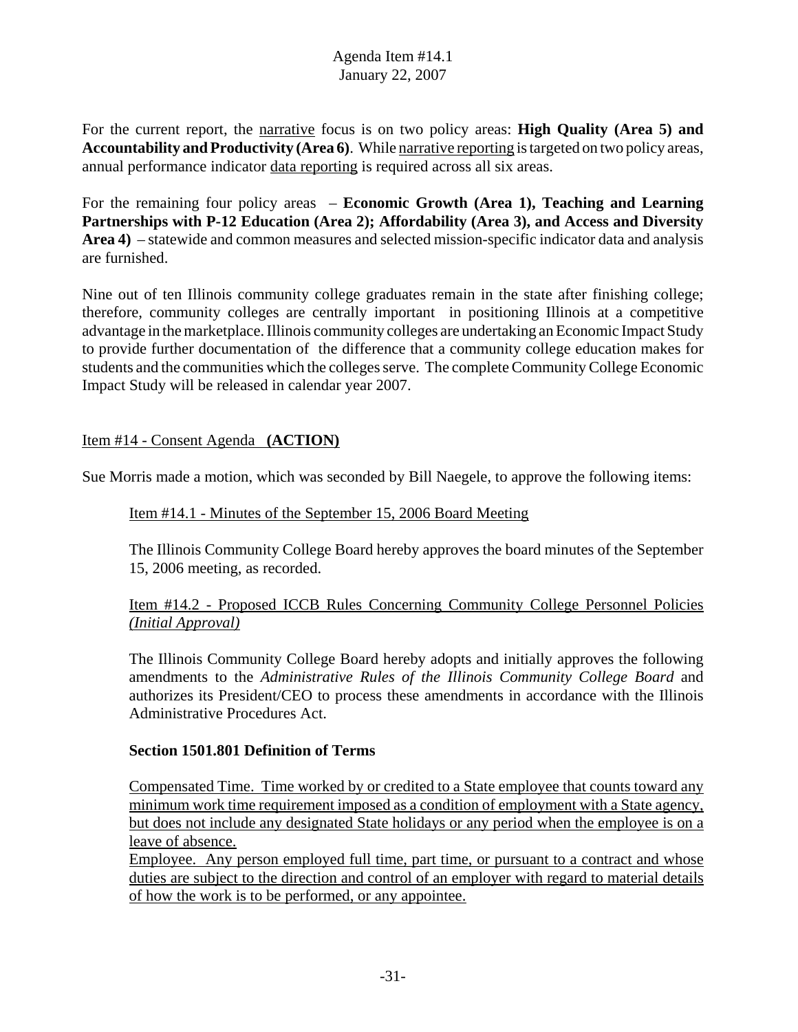For the current report, the narrative focus is on two policy areas: **High Quality (Area 5) and Accountability and Productivity (Area 6)**. While narrative reporting is targeted on two policy areas, annual performance indicator data reporting is required across all six areas.

For the remaining four policy areas – **Economic Growth (Area 1), Teaching and Learning Partnerships with P-12 Education (Area 2); Affordability (Area 3), and Access and Diversity Area 4)** – statewide and common measures and selected mission-specific indicator data and analysis are furnished.

Nine out of ten Illinois community college graduates remain in the state after finishing college; therefore, community colleges are centrally important in positioning Illinois at a competitive advantage in the marketplace. Illinois community colleges are undertaking an Economic Impact Study to provide further documentation of the difference that a community college education makes for students and the communities which the colleges serve. The complete Community College Economic Impact Study will be released in calendar year 2007.

Item #14 - Consent Agenda **(ACTION)**

Sue Morris made a motion, which was seconded by Bill Naegele, to approve the following items:

Item #14.1 - Minutes of the September 15, 2006 Board Meeting

The Illinois Community College Board hereby approves the board minutes of the September 15, 2006 meeting, as recorded.

Item #14.2 - Proposed ICCB Rules Concerning Community College Personnel Policies *(Initial Approval)*

The Illinois Community College Board hereby adopts and initially approves the following amendments to the *Administrative Rules of the Illinois Community College Board* and authorizes its President/CEO to process these amendments in accordance with the Illinois Administrative Procedures Act.

**Section 1501.801 Definition of Terms**

Compensated Time. Time worked by or credited to a State employee that counts toward any minimum work time requirement imposed as a condition of employment with a State agency, but does not include any designated State holidays or any period when the employee is on a leave of absence.

Employee. Any person employed full time, part time, or pursuant to a contract and whose duties are subject to the direction and control of an employer with regard to material details of how the work is to be performed, or any appointee.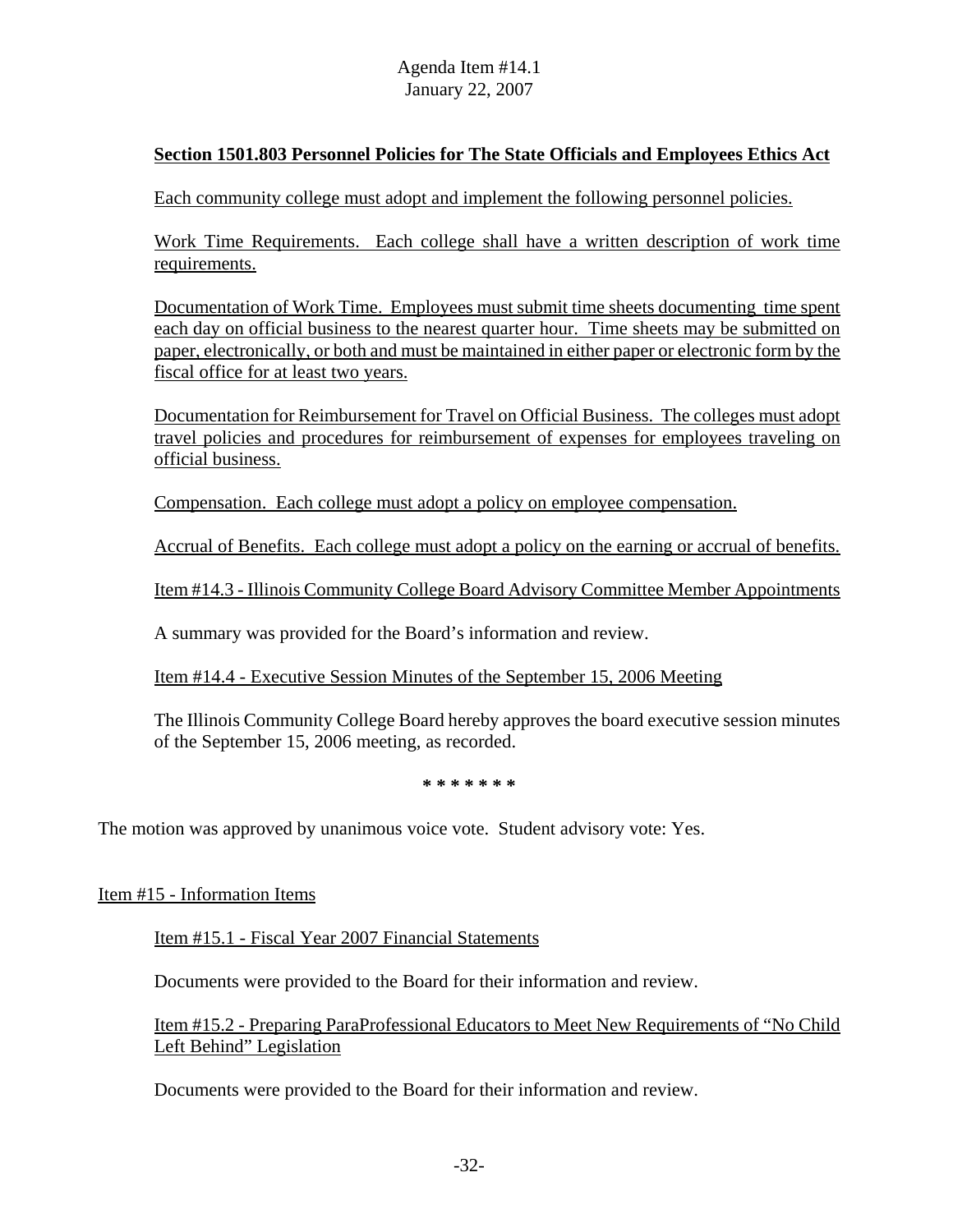Agenda Item #14.1
January 22, 2007

**Section 1501.803 Personnel Policies for The State Officials and Employees Ethics Act**

Each community college must adopt and implement the following personnel policies.

Work Time Requirements. Each college shall have a written description of work time requirements.

Documentation of Work Time. Employees must submit time sheets documenting time spent each day on official business to the nearest quarter hour. Time sheets may be submitted on paper, electronically, or both and must be maintained in either paper or electronic form by the fiscal office for at least two years.

Documentation for Reimbursement for Travel on Official Business. The colleges must adopt travel policies and procedures for reimbursement of expenses for employees traveling on official business.

Compensation. Each college must adopt a policy on employee compensation.

Accrual of Benefits. Each college must adopt a policy on the earning or accrual of benefits.

Item #14.3 - Illinois Community College Board Advisory Committee Member Appointments

A summary was provided for the Board's information and review.

Item #14.4 - Executive Session Minutes of the September 15, 2006 Meeting

The Illinois Community College Board hereby approves the board executive session minutes of the September 15, 2006 meeting, as recorded.

\* \* \* \* \* \* \*

The motion was approved by unanimous voice vote. Student advisory vote: Yes.

Item #15 - Information Items

Item #15.1 - Fiscal Year 2007 Financial Statements

Documents were provided to the Board for their information and review.

Item #15.2 - Preparing ParaProfessional Educators to Meet New Requirements of "No Child Left Behind" Legislation

Documents were provided to the Board for their information and review.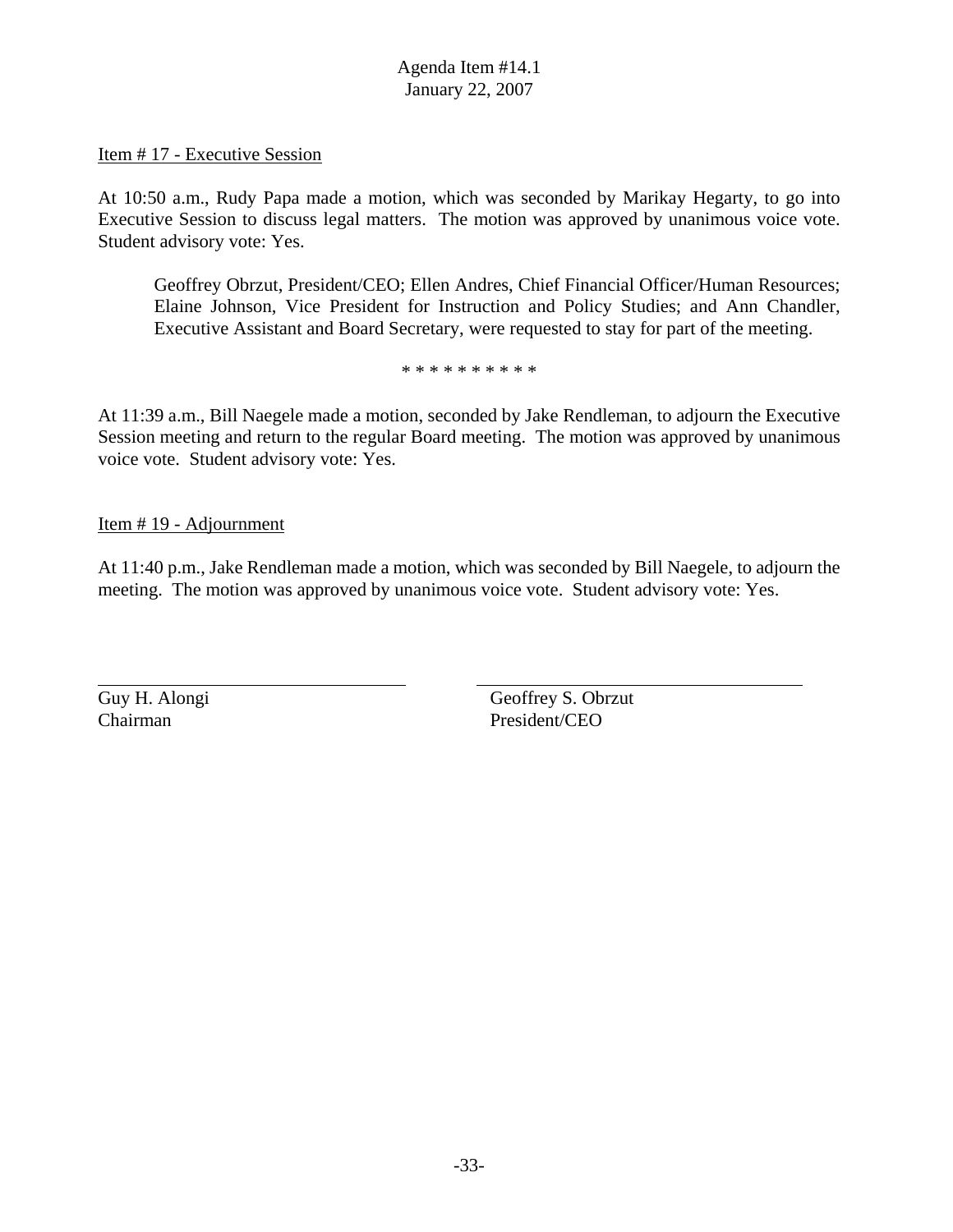Agenda Item #14.1
January 22, 2007

Item # 17 - Executive Session

At 10:50 a.m., Rudy Papa made a motion, which was seconded by Marikay Hegarty, to go into Executive Session to discuss legal matters. The motion was approved by unanimous voice vote. Student advisory vote: Yes.

> Geoffrey Obrzut, President/CEO; Ellen Andres, Chief Financial Officer/Human Resources; Elaine Johnson, Vice President for Instruction and Policy Studies; and Ann Chandler, Executive Assistant and Board Secretary, were requested to stay for part of the meeting.

* * * * * * * * * *

At 11:39 a.m., Bill Naegele made a motion, seconded by Jake Rendleman, to adjourn the Executive Session meeting and return to the regular Board meeting. The motion was approved by unanimous voice vote. Student advisory vote: Yes.

Item # 19 - Adjournment

At 11:40 p.m., Jake Rendleman made a motion, which was seconded by Bill Naegele, to adjourn the meeting. The motion was approved by unanimous voice vote. Student advisory vote: Yes.

| ______________________________ | ______________________________ |
|---|---|
| Guy H. Alongi | Geoffrey S. Obrzut |
| Chairman | President/CEO |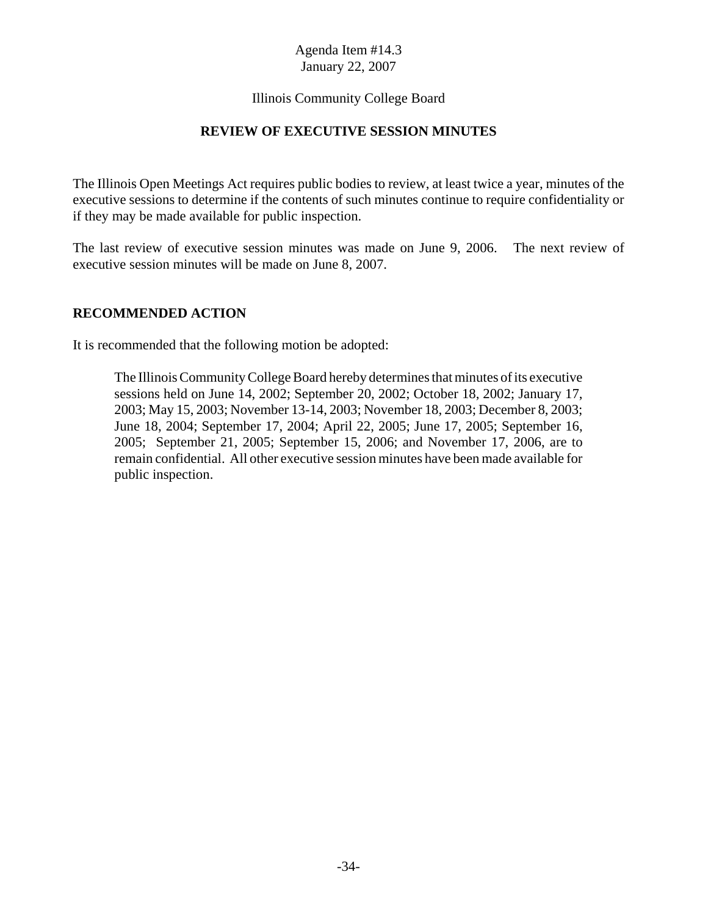Agenda Item #14.3
January 22, 2007

Illinois Community College Board

## REVIEW OF EXECUTIVE SESSION MINUTES

The Illinois Open Meetings Act requires public bodies to review, at least twice a year, minutes of the executive sessions to determine if the contents of such minutes continue to require confidentiality or if they may be made available for public inspection.

The last review of executive session minutes was made on June 9, 2006. The next review of executive session minutes will be made on June 8, 2007.

## RECOMMENDED ACTION

It is recommended that the following motion be adopted:

> The Illinois Community College Board hereby determines that minutes of its executive sessions held on June 14, 2002; September 20, 2002; October 18, 2002; January 17, 2003; May 15, 2003; November 13-14, 2003; November 18, 2003; December 8, 2003; June 18, 2004; September 17, 2004; April 22, 2005; June 17, 2005; September 16, 2005; September 21, 2005; September 15, 2006; and November 17, 2006, are to remain confidential. All other executive session minutes have been made available for public inspection.